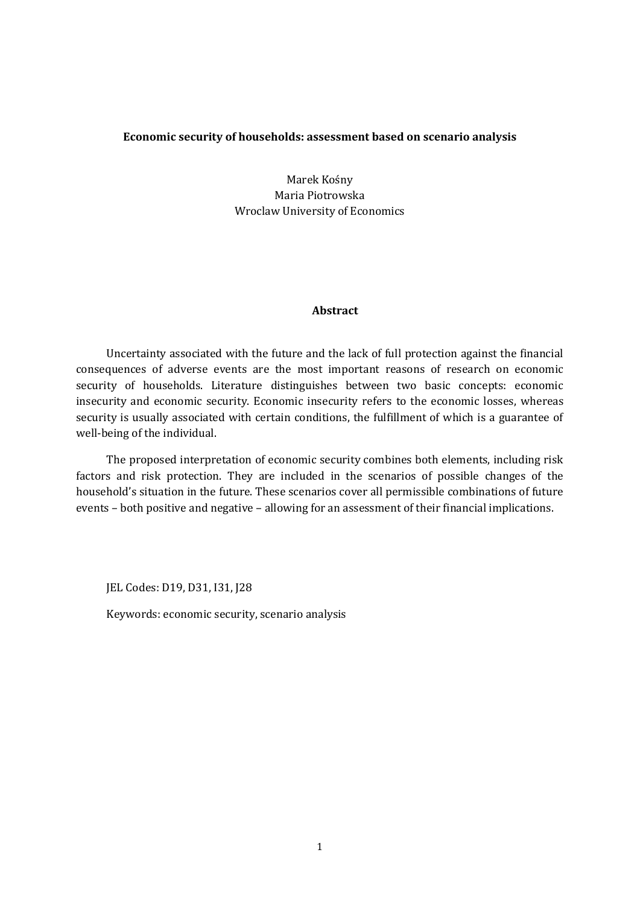# Economic security of households: assessment based on scenario analysis

Marek Kośny
Maria Piotrowska
Wroclaw University of Economics

## Abstract

Uncertainty associated with the future and the lack of full protection against the financial consequences of adverse events are the most important reasons of research on economic security of households. Literature distinguishes between two basic concepts: economic insecurity and economic security. Economic insecurity refers to the economic losses, whereas security is usually associated with certain conditions, the fulfillment of which is a guarantee of well-being of the individual.

The proposed interpretation of economic security combines both elements, including risk factors and risk protection. They are included in the scenarios of possible changes of the household's situation in the future. These scenarios cover all permissible combinations of future events – both positive and negative – allowing for an assessment of their financial implications.

JEL Codes: D19, D31, I31, J28

Keywords: economic security, scenario analysis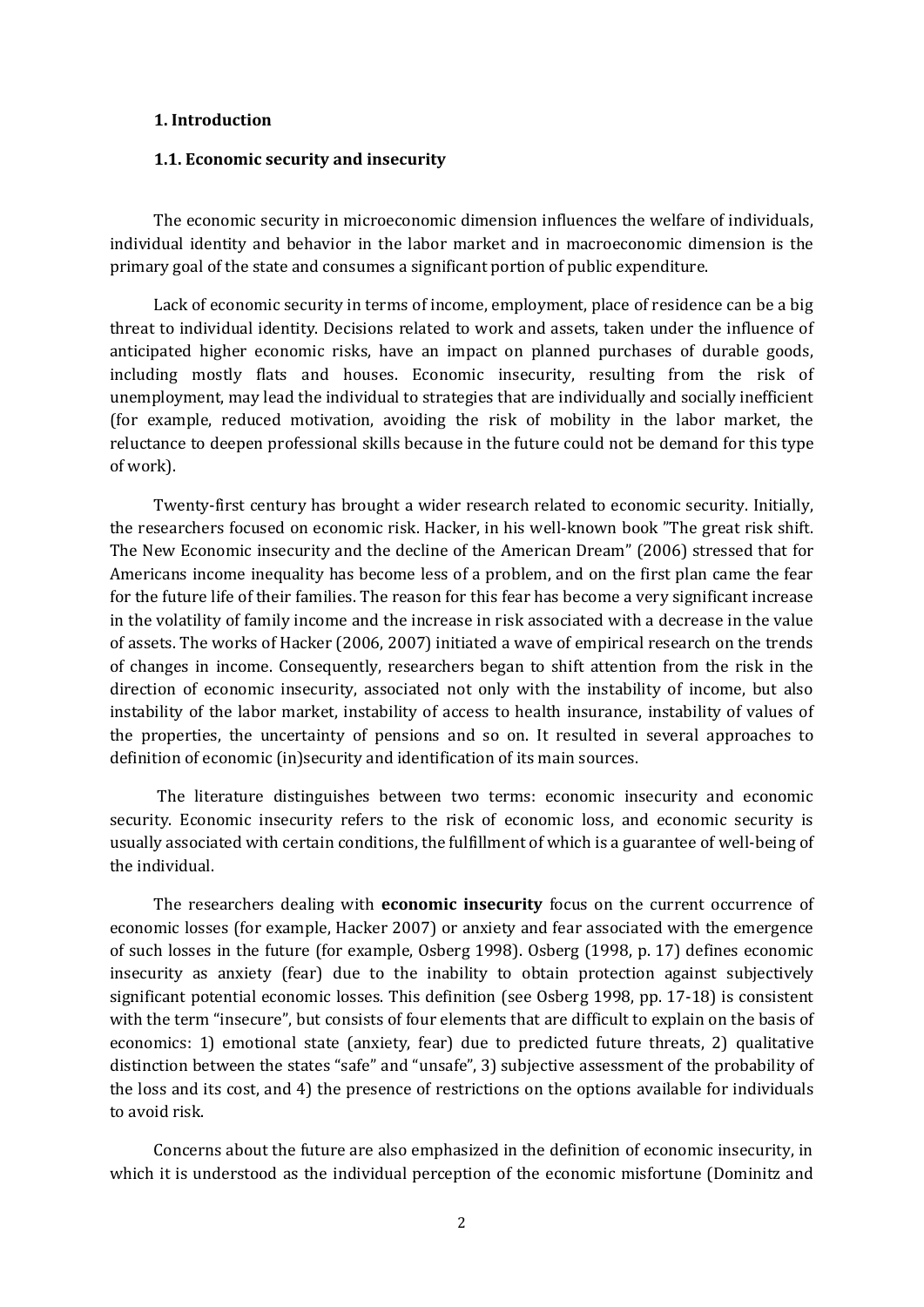## 1. Introduction

### 1.1. Economic security and insecurity

The economic security in microeconomic dimension influences the welfare of individuals, individual identity and behavior in the labor market and in macroeconomic dimension is the primary goal of the state and consumes a significant portion of public expenditure.

Lack of economic security in terms of income, employment, place of residence can be a big threat to individual identity. Decisions related to work and assets, taken under the influence of anticipated higher economic risks, have an impact on planned purchases of durable goods, including mostly flats and houses. Economic insecurity, resulting from the risk of unemployment, may lead the individual to strategies that are individually and socially inefficient (for example, reduced motivation, avoiding the risk of mobility in the labor market, the reluctance to deepen professional skills because in the future could not be demand for this type of work).

Twenty-first century has brought a wider research related to economic security. Initially, the researchers focused on economic risk. Hacker, in his well-known book "The great risk shift. The New Economic insecurity and the decline of the American Dream" (2006) stressed that for Americans income inequality has become less of a problem, and on the first plan came the fear for the future life of their families. The reason for this fear has become a very significant increase in the volatility of family income and the increase in risk associated with a decrease in the value of assets. The works of Hacker (2006, 2007) initiated a wave of empirical research on the trends of changes in income. Consequently, researchers began to shift attention from the risk in the direction of economic insecurity, associated not only with the instability of income, but also instability of the labor market, instability of access to health insurance, instability of values of the properties, the uncertainty of pensions and so on. It resulted in several approaches to definition of economic (in)security and identification of its main sources.

The literature distinguishes between two terms: economic insecurity and economic security. Economic insecurity refers to the risk of economic loss, and economic security is usually associated with certain conditions, the fulfillment of which is a guarantee of well-being of the individual.

The researchers dealing with **economic insecurity** focus on the current occurrence of economic losses (for example, Hacker 2007) or anxiety and fear associated with the emergence of such losses in the future (for example, Osberg 1998). Osberg (1998, p. 17) defines economic insecurity as anxiety (fear) due to the inability to obtain protection against subjectively significant potential economic losses. This definition (see Osberg 1998, pp. 17-18) is consistent with the term "insecure", but consists of four elements that are difficult to explain on the basis of economics: 1) emotional state (anxiety, fear) due to predicted future threats, 2) qualitative distinction between the states "safe" and "unsafe", 3) subjective assessment of the probability of the loss and its cost, and 4) the presence of restrictions on the options available for individuals to avoid risk.

Concerns about the future are also emphasized in the definition of economic insecurity, in which it is understood as the individual perception of the economic misfortune (Dominitz and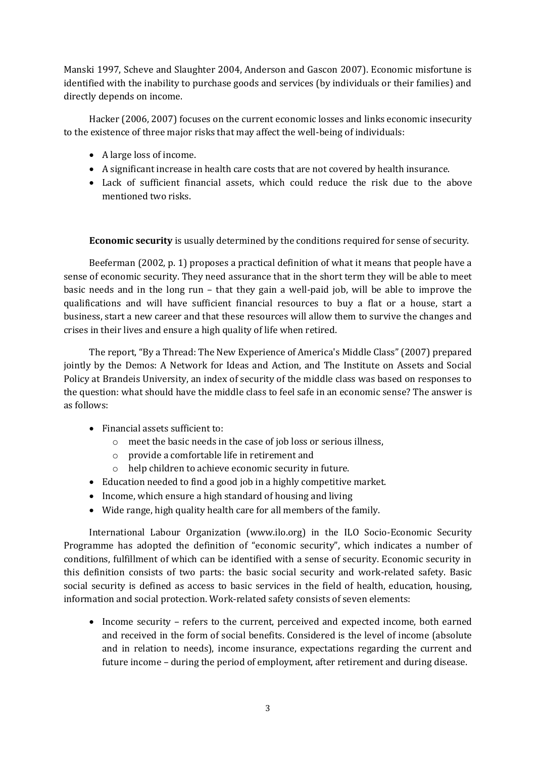Manski 1997, Scheve and Slaughter 2004, Anderson and Gascon 2007). Economic misfortune is identified with the inability to purchase goods and services (by individuals or their families) and directly depends on income.

Hacker (2006, 2007) focuses on the current economic losses and links economic insecurity to the existence of three major risks that may affect the well-being of individuals:

- A large loss of income.
- A significant increase in health care costs that are not covered by health insurance.
- Lack of sufficient financial assets, which could reduce the risk due to the above mentioned two risks.

**Economic security** is usually determined by the conditions required for sense of security.

Beeferman (2002, p. 1) proposes a practical definition of what it means that people have a sense of economic security. They need assurance that in the short term they will be able to meet basic needs and in the long run – that they gain a well-paid job, will be able to improve the qualifications and will have sufficient financial resources to buy a flat or a house, start a business, start a new career and that these resources will allow them to survive the changes and crises in their lives and ensure a high quality of life when retired.

The report, "By a Thread: The New Experience of America's Middle Class" (2007) prepared jointly by the Demos: A Network for Ideas and Action, and The Institute on Assets and Social Policy at Brandeis University, an index of security of the middle class was based on responses to the question: what should have the middle class to feel safe in an economic sense? The answer is as follows:

- Financial assets sufficient to:
  - meet the basic needs in the case of job loss or serious illness,
  - provide a comfortable life in retirement and
  - help children to achieve economic security in future.
- Education needed to find a good job in a highly competitive market.
- Income, which ensure a high standard of housing and living
- Wide range, high quality health care for all members of the family.

International Labour Organization (www.ilo.org) in the ILO Socio-Economic Security Programme has adopted the definition of "economic security", which indicates a number of conditions, fulfillment of which can be identified with a sense of security. Economic security in this definition consists of two parts: the basic social security and work-related safety. Basic social security is defined as access to basic services in the field of health, education, housing, information and social protection. Work-related safety consists of seven elements:

- Income security – refers to the current, perceived and expected income, both earned and received in the form of social benefits. Considered is the level of income (absolute and in relation to needs), income insurance, expectations regarding the current and future income – during the period of employment, after retirement and during disease.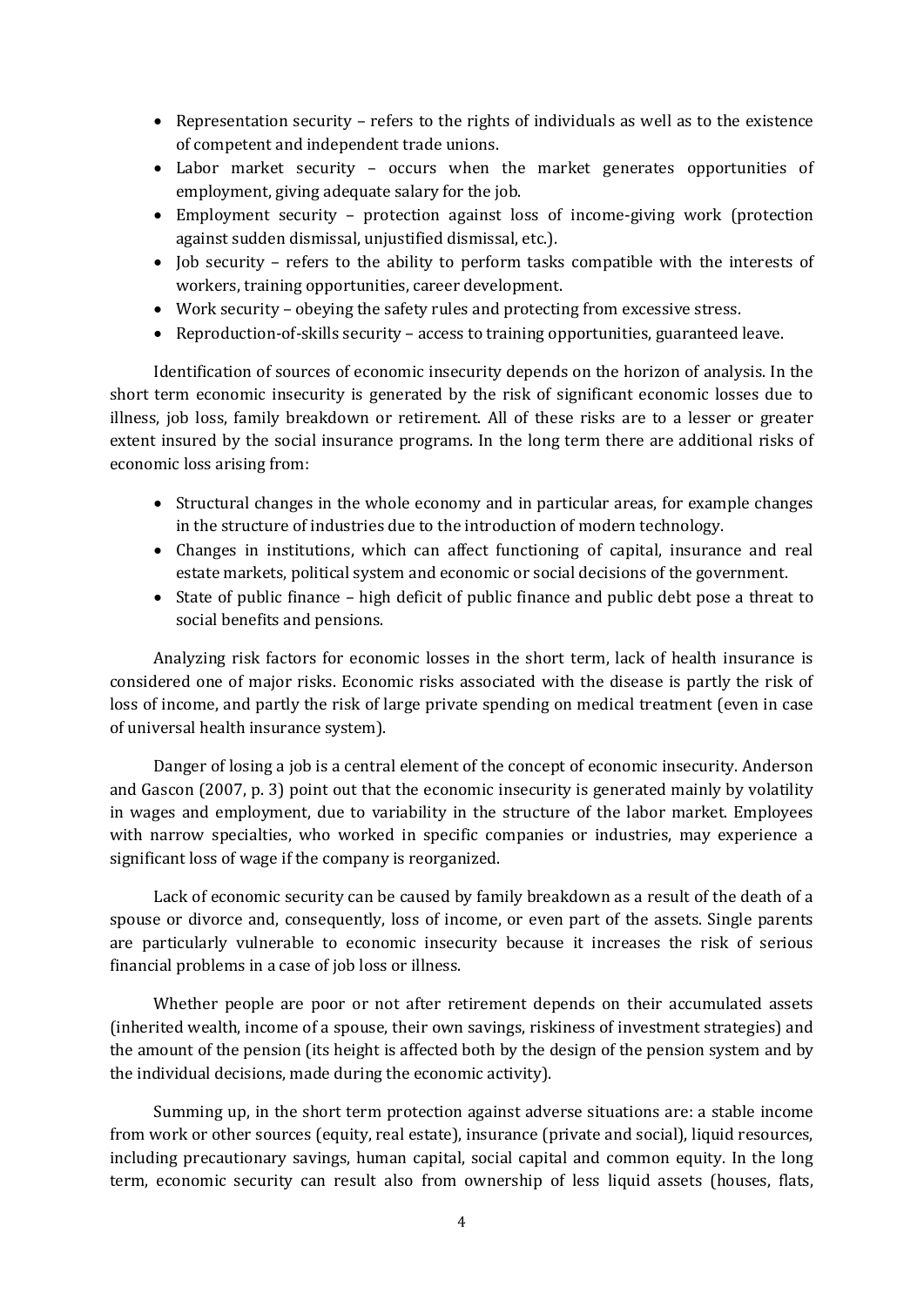- Representation security – refers to the rights of individuals as well as to the existence of competent and independent trade unions.
- Labor market security – occurs when the market generates opportunities of employment, giving adequate salary for the job.
- Employment security – protection against loss of income-giving work (protection against sudden dismissal, unjustified dismissal, etc.).
- Job security – refers to the ability to perform tasks compatible with the interests of workers, training opportunities, career development.
- Work security – obeying the safety rules and protecting from excessive stress.
- Reproduction-of-skills security – access to training opportunities, guaranteed leave.

Identification of sources of economic insecurity depends on the horizon of analysis. In the short term economic insecurity is generated by the risk of significant economic losses due to illness, job loss, family breakdown or retirement. All of these risks are to a lesser or greater extent insured by the social insurance programs. In the long term there are additional risks of economic loss arising from:

- Structural changes in the whole economy and in particular areas, for example changes in the structure of industries due to the introduction of modern technology.
- Changes in institutions, which can affect functioning of capital, insurance and real estate markets, political system and economic or social decisions of the government.
- State of public finance – high deficit of public finance and public debt pose a threat to social benefits and pensions.

Analyzing risk factors for economic losses in the short term, lack of health insurance is considered one of major risks. Economic risks associated with the disease is partly the risk of loss of income, and partly the risk of large private spending on medical treatment (even in case of universal health insurance system).

Danger of losing a job is a central element of the concept of economic insecurity. Anderson and Gascon (2007, p. 3) point out that the economic insecurity is generated mainly by volatility in wages and employment, due to variability in the structure of the labor market. Employees with narrow specialties, who worked in specific companies or industries, may experience a significant loss of wage if the company is reorganized.

Lack of economic security can be caused by family breakdown as a result of the death of a spouse or divorce and, consequently, loss of income, or even part of the assets. Single parents are particularly vulnerable to economic insecurity because it increases the risk of serious financial problems in a case of job loss or illness.

Whether people are poor or not after retirement depends on their accumulated assets (inherited wealth, income of a spouse, their own savings, riskiness of investment strategies) and the amount of the pension (its height is affected both by the design of the pension system and by the individual decisions, made during the economic activity).

Summing up, in the short term protection against adverse situations are: a stable income from work or other sources (equity, real estate), insurance (private and social), liquid resources, including precautionary savings, human capital, social capital and common equity. In the long term, economic security can result also from ownership of less liquid assets (houses, flats,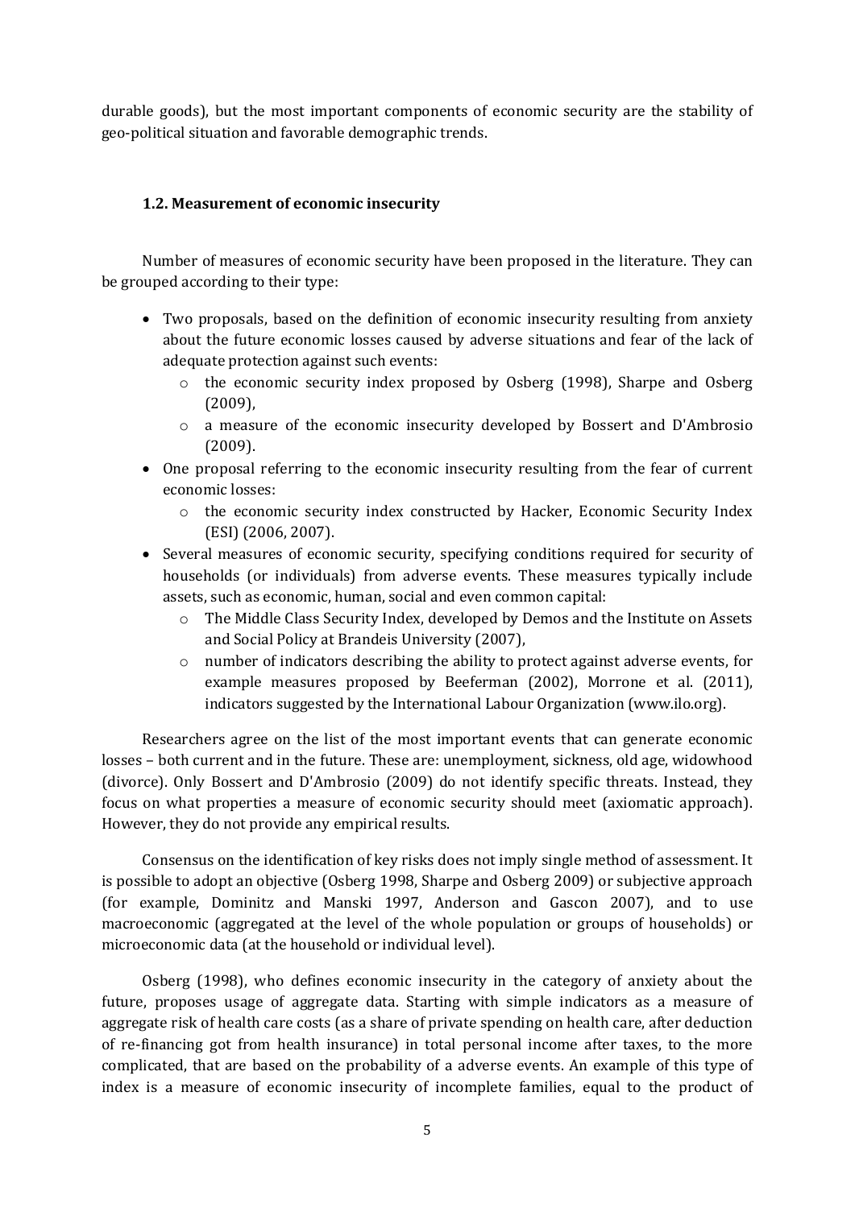durable goods), but the most important components of economic security are the stability of geo-political situation and favorable demographic trends.

### 1.2. Measurement of economic insecurity

Number of measures of economic security have been proposed in the literature. They can be grouped according to their type:

- Two proposals, based on the definition of economic insecurity resulting from anxiety about the future economic losses caused by adverse situations and fear of the lack of adequate protection against such events:
  - the economic security index proposed by Osberg (1998), Sharpe and Osberg (2009),
  - a measure of the economic insecurity developed by Bossert and D'Ambrosio (2009).
- One proposal referring to the economic insecurity resulting from the fear of current economic losses:
  - the economic security index constructed by Hacker, Economic Security Index (ESI) (2006, 2007).
- Several measures of economic security, specifying conditions required for security of households (or individuals) from adverse events. These measures typically include assets, such as economic, human, social and even common capital:
  - The Middle Class Security Index, developed by Demos and the Institute on Assets and Social Policy at Brandeis University (2007),
  - number of indicators describing the ability to protect against adverse events, for example measures proposed by Beeferman (2002), Morrone et al. (2011), indicators suggested by the International Labour Organization (www.ilo.org).

Researchers agree on the list of the most important events that can generate economic losses – both current and in the future. These are: unemployment, sickness, old age, widowhood (divorce). Only Bossert and D'Ambrosio (2009) do not identify specific threats. Instead, they focus on what properties a measure of economic security should meet (axiomatic approach). However, they do not provide any empirical results.

Consensus on the identification of key risks does not imply single method of assessment. It is possible to adopt an objective (Osberg 1998, Sharpe and Osberg 2009) or subjective approach (for example, Dominitz and Manski 1997, Anderson and Gascon 2007), and to use macroeconomic (aggregated at the level of the whole population or groups of households) or microeconomic data (at the household or individual level).

Osberg (1998), who defines economic insecurity in the category of anxiety about the future, proposes usage of aggregate data. Starting with simple indicators as a measure of aggregate risk of health care costs (as a share of private spending on health care, after deduction of re-financing got from health insurance) in total personal income after taxes, to the more complicated, that are based on the probability of a adverse events. An example of this type of index is a measure of economic insecurity of incomplete families, equal to the product of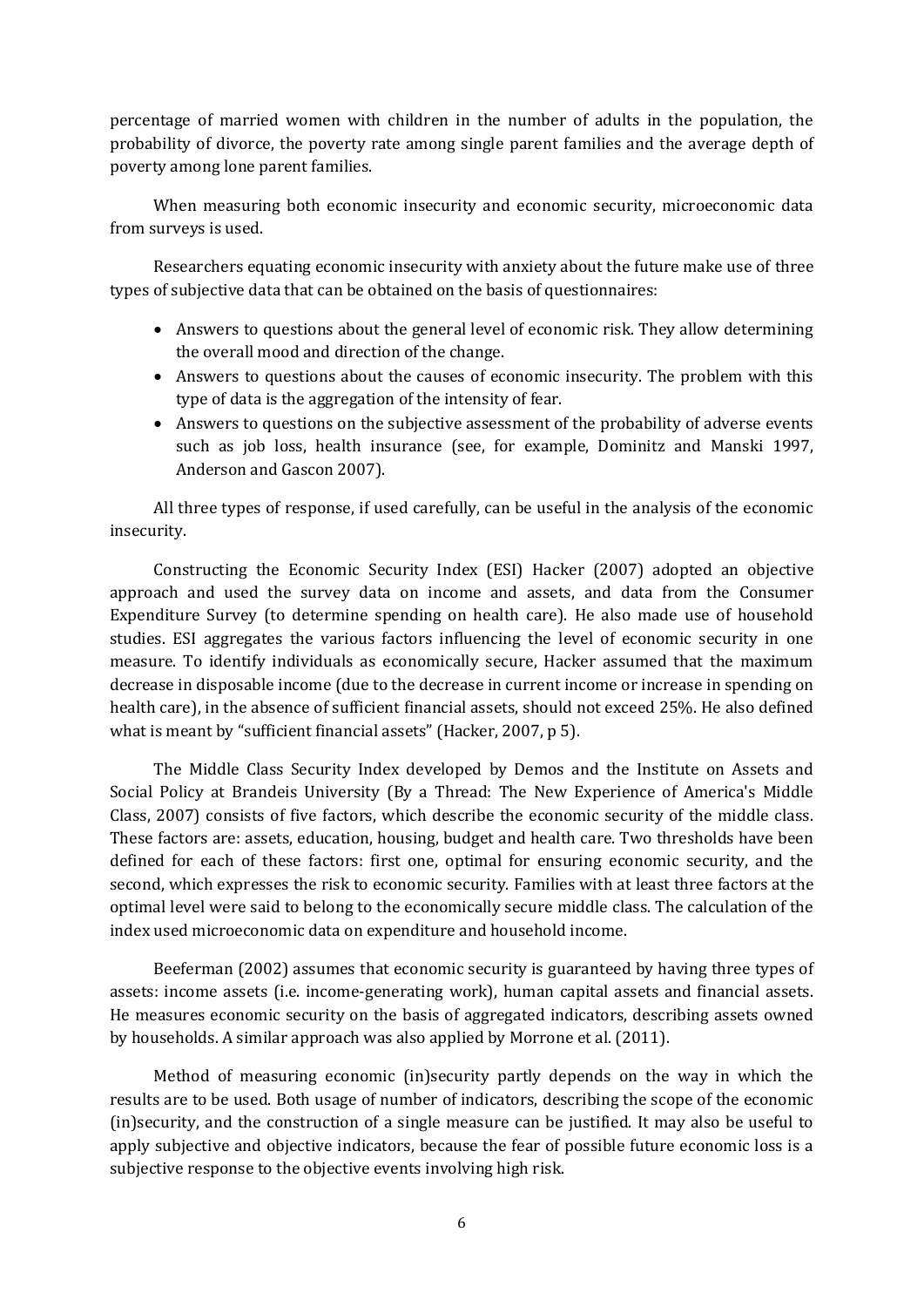percentage of married women with children in the number of adults in the population, the probability of divorce, the poverty rate among single parent families and the average depth of poverty among lone parent families.

When measuring both economic insecurity and economic security, microeconomic data from surveys is used.

Researchers equating economic insecurity with anxiety about the future make use of three types of subjective data that can be obtained on the basis of questionnaires:

- Answers to questions about the general level of economic risk. They allow determining the overall mood and direction of the change.
- Answers to questions about the causes of economic insecurity. The problem with this type of data is the aggregation of the intensity of fear.
- Answers to questions on the subjective assessment of the probability of adverse events such as job loss, health insurance (see, for example, Dominitz and Manski 1997, Anderson and Gascon 2007).

All three types of response, if used carefully, can be useful in the analysis of the economic insecurity.

Constructing the Economic Security Index (ESI) Hacker (2007) adopted an objective approach and used the survey data on income and assets, and data from the Consumer Expenditure Survey (to determine spending on health care). He also made use of household studies. ESI aggregates the various factors influencing the level of economic security in one measure. To identify individuals as economically secure, Hacker assumed that the maximum decrease in disposable income (due to the decrease in current income or increase in spending on health care), in the absence of sufficient financial assets, should not exceed 25%. He also defined what is meant by "sufficient financial assets" (Hacker, 2007, p 5).

The Middle Class Security Index developed by Demos and the Institute on Assets and Social Policy at Brandeis University (By a Thread: The New Experience of America's Middle Class, 2007) consists of five factors, which describe the economic security of the middle class. These factors are: assets, education, housing, budget and health care. Two thresholds have been defined for each of these factors: first one, optimal for ensuring economic security, and the second, which expresses the risk to economic security. Families with at least three factors at the optimal level were said to belong to the economically secure middle class. The calculation of the index used microeconomic data on expenditure and household income.

Beeferman (2002) assumes that economic security is guaranteed by having three types of assets: income assets (i.e. income-generating work), human capital assets and financial assets. He measures economic security on the basis of aggregated indicators, describing assets owned by households. A similar approach was also applied by Morrone et al. (2011).

Method of measuring economic (in)security partly depends on the way in which the results are to be used. Both usage of number of indicators, describing the scope of the economic (in)security, and the construction of a single measure can be justified. It may also be useful to apply subjective and objective indicators, because the fear of possible future economic loss is a subjective response to the objective events involving high risk.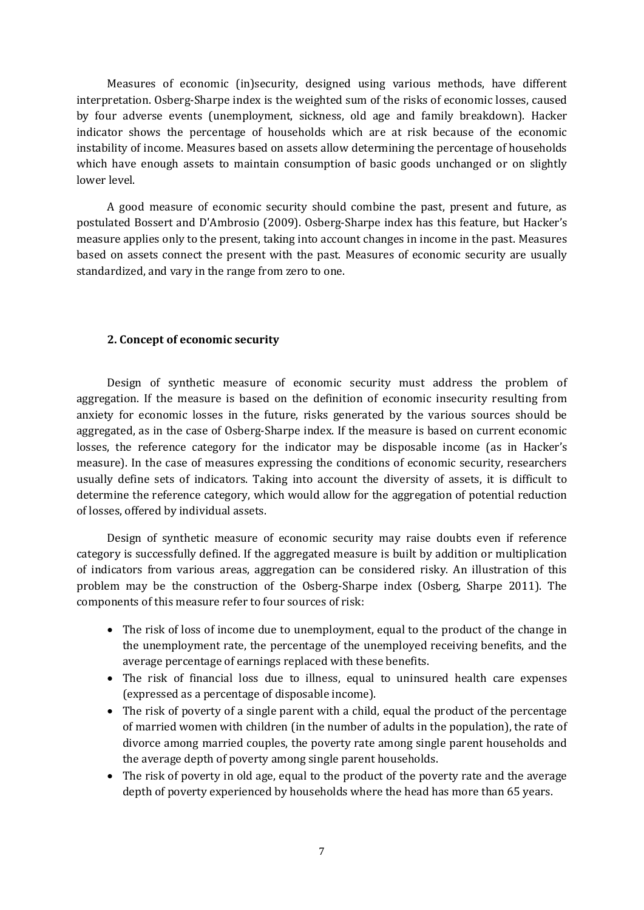Measures of economic (in)security, designed using various methods, have different interpretation. Osberg-Sharpe index is the weighted sum of the risks of economic losses, caused by four adverse events (unemployment, sickness, old age and family breakdown). Hacker indicator shows the percentage of households which are at risk because of the economic instability of income. Measures based on assets allow determining the percentage of households which have enough assets to maintain consumption of basic goods unchanged or on slightly lower level.

A good measure of economic security should combine the past, present and future, as postulated Bossert and D'Ambrosio (2009). Osberg-Sharpe index has this feature, but Hacker's measure applies only to the present, taking into account changes in income in the past. Measures based on assets connect the present with the past. Measures of economic security are usually standardized, and vary in the range from zero to one.

## 2. Concept of economic security

Design of synthetic measure of economic security must address the problem of aggregation. If the measure is based on the definition of economic insecurity resulting from anxiety for economic losses in the future, risks generated by the various sources should be aggregated, as in the case of Osberg-Sharpe index. If the measure is based on current economic losses, the reference category for the indicator may be disposable income (as in Hacker's measure). In the case of measures expressing the conditions of economic security, researchers usually define sets of indicators. Taking into account the diversity of assets, it is difficult to determine the reference category, which would allow for the aggregation of potential reduction of losses, offered by individual assets.

Design of synthetic measure of economic security may raise doubts even if reference category is successfully defined. If the aggregated measure is built by addition or multiplication of indicators from various areas, aggregation can be considered risky. An illustration of this problem may be the construction of the Osberg-Sharpe index (Osberg, Sharpe 2011). The components of this measure refer to four sources of risk:

- The risk of loss of income due to unemployment, equal to the product of the change in the unemployment rate, the percentage of the unemployed receiving benefits, and the average percentage of earnings replaced with these benefits.
- The risk of financial loss due to illness, equal to uninsured health care expenses (expressed as a percentage of disposable income).
- The risk of poverty of a single parent with a child, equal the product of the percentage of married women with children (in the number of adults in the population), the rate of divorce among married couples, the poverty rate among single parent households and the average depth of poverty among single parent households.
- The risk of poverty in old age, equal to the product of the poverty rate and the average depth of poverty experienced by households where the head has more than 65 years.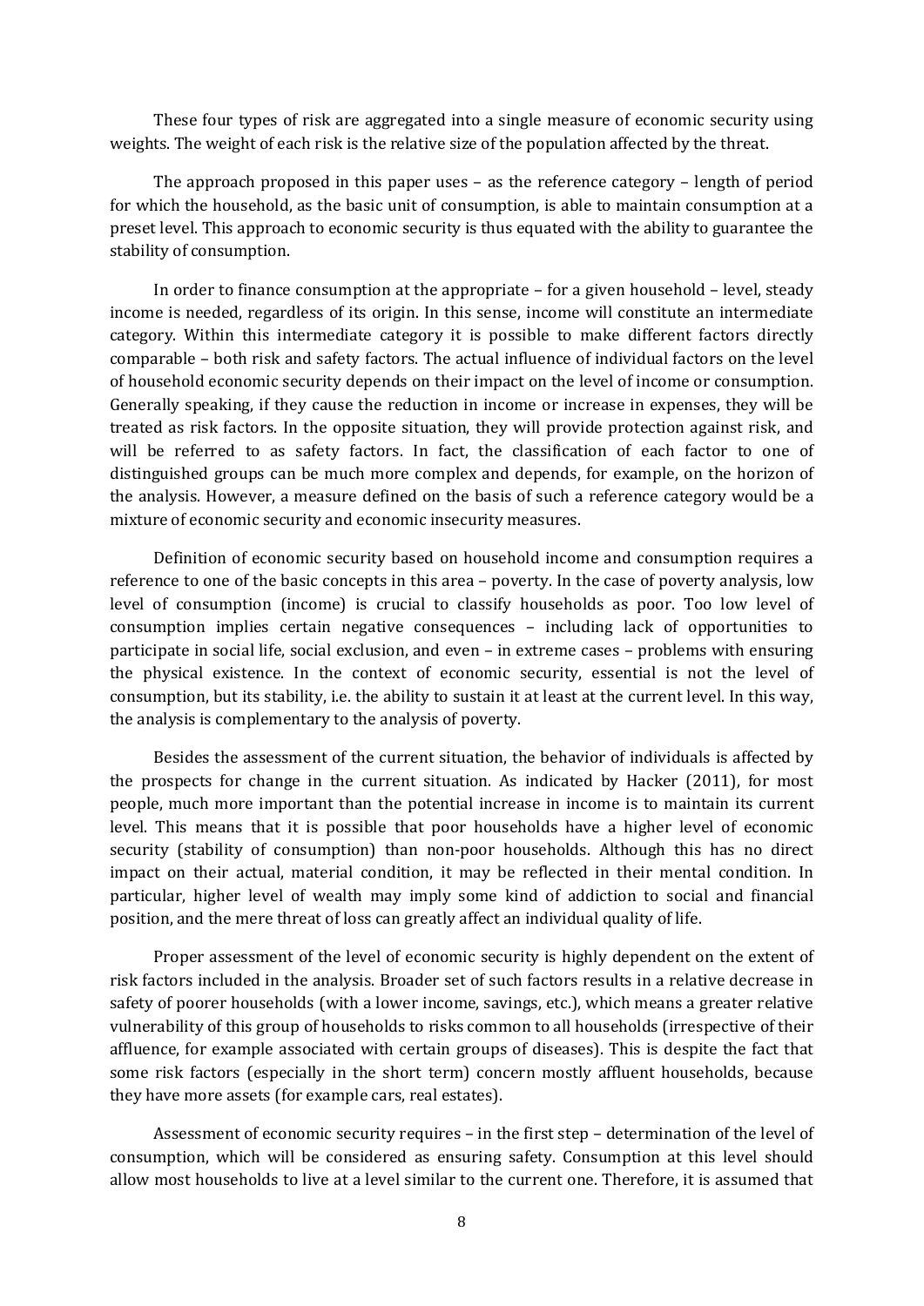These four types of risk are aggregated into a single measure of economic security using weights. The weight of each risk is the relative size of the population affected by the threat.

The approach proposed in this paper uses – as the reference category – length of period for which the household, as the basic unit of consumption, is able to maintain consumption at a preset level. This approach to economic security is thus equated with the ability to guarantee the stability of consumption.

In order to finance consumption at the appropriate – for a given household – level, steady income is needed, regardless of its origin. In this sense, income will constitute an intermediate category. Within this intermediate category it is possible to make different factors directly comparable – both risk and safety factors. The actual influence of individual factors on the level of household economic security depends on their impact on the level of income or consumption. Generally speaking, if they cause the reduction in income or increase in expenses, they will be treated as risk factors. In the opposite situation, they will provide protection against risk, and will be referred to as safety factors. In fact, the classification of each factor to one of distinguished groups can be much more complex and depends, for example, on the horizon of the analysis. However, a measure defined on the basis of such a reference category would be a mixture of economic security and economic insecurity measures.

Definition of economic security based on household income and consumption requires a reference to one of the basic concepts in this area – poverty. In the case of poverty analysis, low level of consumption (income) is crucial to classify households as poor. Too low level of consumption implies certain negative consequences – including lack of opportunities to participate in social life, social exclusion, and even – in extreme cases – problems with ensuring the physical existence. In the context of economic security, essential is not the level of consumption, but its stability, i.e. the ability to sustain it at least at the current level. In this way, the analysis is complementary to the analysis of poverty.

Besides the assessment of the current situation, the behavior of individuals is affected by the prospects for change in the current situation. As indicated by Hacker (2011), for most people, much more important than the potential increase in income is to maintain its current level. This means that it is possible that poor households have a higher level of economic security (stability of consumption) than non-poor households. Although this has no direct impact on their actual, material condition, it may be reflected in their mental condition. In particular, higher level of wealth may imply some kind of addiction to social and financial position, and the mere threat of loss can greatly affect an individual quality of life.

Proper assessment of the level of economic security is highly dependent on the extent of risk factors included in the analysis. Broader set of such factors results in a relative decrease in safety of poorer households (with a lower income, savings, etc.), which means a greater relative vulnerability of this group of households to risks common to all households (irrespective of their affluence, for example associated with certain groups of diseases). This is despite the fact that some risk factors (especially in the short term) concern mostly affluent households, because they have more assets (for example cars, real estates).

Assessment of economic security requires – in the first step – determination of the level of consumption, which will be considered as ensuring safety. Consumption at this level should allow most households to live at a level similar to the current one. Therefore, it is assumed that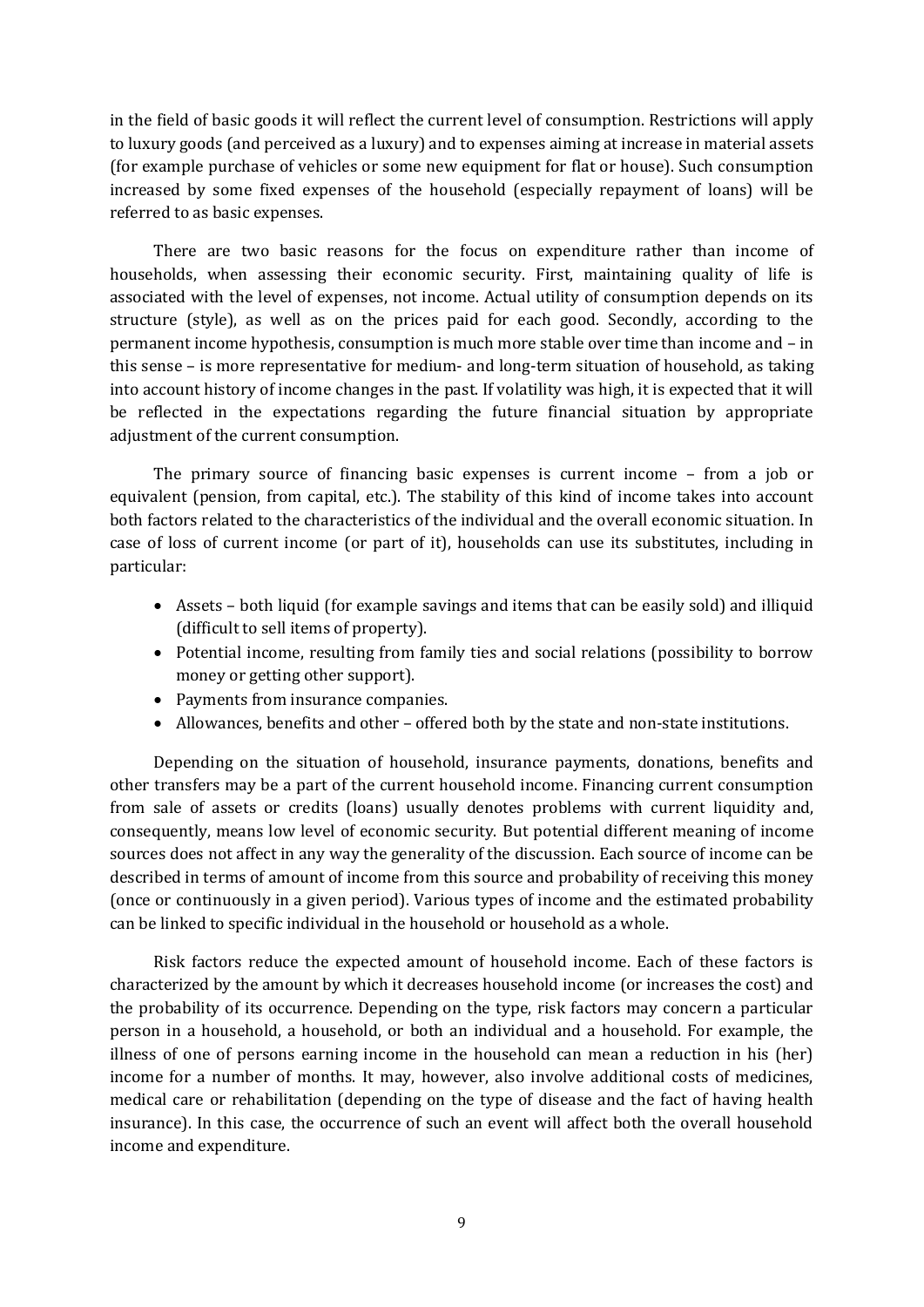in the field of basic goods it will reflect the current level of consumption. Restrictions will apply to luxury goods (and perceived as a luxury) and to expenses aiming at increase in material assets (for example purchase of vehicles or some new equipment for flat or house). Such consumption increased by some fixed expenses of the household (especially repayment of loans) will be referred to as basic expenses.

There are two basic reasons for the focus on expenditure rather than income of households, when assessing their economic security. First, maintaining quality of life is associated with the level of expenses, not income. Actual utility of consumption depends on its structure (style), as well as on the prices paid for each good. Secondly, according to the permanent income hypothesis, consumption is much more stable over time than income and – in this sense – is more representative for medium- and long-term situation of household, as taking into account history of income changes in the past. If volatility was high, it is expected that it will be reflected in the expectations regarding the future financial situation by appropriate adjustment of the current consumption.

The primary source of financing basic expenses is current income – from a job or equivalent (pension, from capital, etc.). The stability of this kind of income takes into account both factors related to the characteristics of the individual and the overall economic situation. In case of loss of current income (or part of it), households can use its substitutes, including in particular:

- Assets – both liquid (for example savings and items that can be easily sold) and illiquid (difficult to sell items of property).
- Potential income, resulting from family ties and social relations (possibility to borrow money or getting other support).
- Payments from insurance companies.
- Allowances, benefits and other – offered both by the state and non-state institutions.

Depending on the situation of household, insurance payments, donations, benefits and other transfers may be a part of the current household income. Financing current consumption from sale of assets or credits (loans) usually denotes problems with current liquidity and, consequently, means low level of economic security. But potential different meaning of income sources does not affect in any way the generality of the discussion. Each source of income can be described in terms of amount of income from this source and probability of receiving this money (once or continuously in a given period). Various types of income and the estimated probability can be linked to specific individual in the household or household as a whole.

Risk factors reduce the expected amount of household income. Each of these factors is characterized by the amount by which it decreases household income (or increases the cost) and the probability of its occurrence. Depending on the type, risk factors may concern a particular person in a household, a household, or both an individual and a household. For example, the illness of one of persons earning income in the household can mean a reduction in his (her) income for a number of months. It may, however, also involve additional costs of medicines, medical care or rehabilitation (depending on the type of disease and the fact of having health insurance). In this case, the occurrence of such an event will affect both the overall household income and expenditure.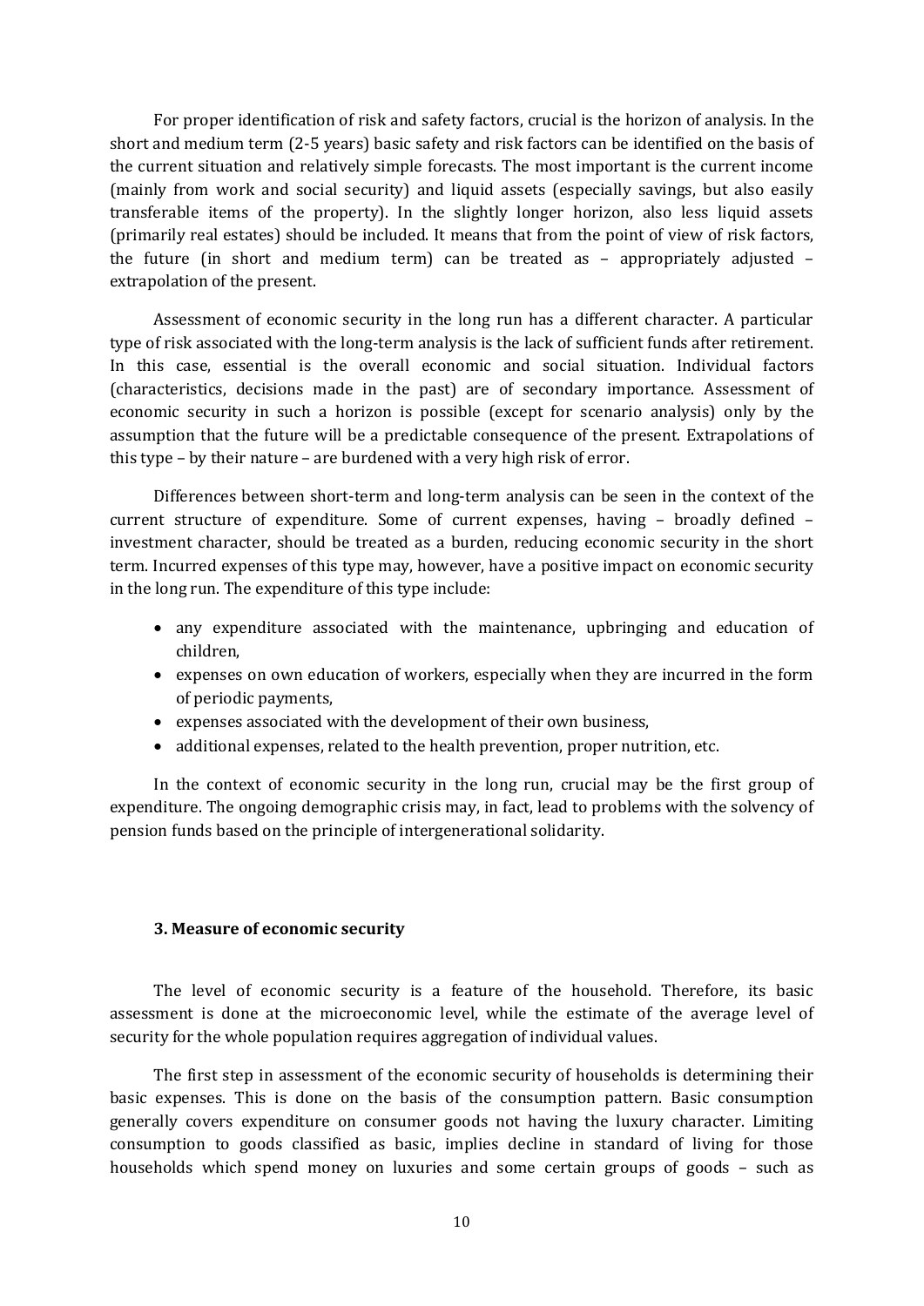For proper identification of risk and safety factors, crucial is the horizon of analysis. In the short and medium term (2-5 years) basic safety and risk factors can be identified on the basis of the current situation and relatively simple forecasts. The most important is the current income (mainly from work and social security) and liquid assets (especially savings, but also easily transferable items of the property). In the slightly longer horizon, also less liquid assets (primarily real estates) should be included. It means that from the point of view of risk factors, the future (in short and medium term) can be treated as – appropriately adjusted – extrapolation of the present.

Assessment of economic security in the long run has a different character. A particular type of risk associated with the long-term analysis is the lack of sufficient funds after retirement. In this case, essential is the overall economic and social situation. Individual factors (characteristics, decisions made in the past) are of secondary importance. Assessment of economic security in such a horizon is possible (except for scenario analysis) only by the assumption that the future will be a predictable consequence of the present. Extrapolations of this type – by their nature – are burdened with a very high risk of error.

Differences between short-term and long-term analysis can be seen in the context of the current structure of expenditure. Some of current expenses, having – broadly defined – investment character, should be treated as a burden, reducing economic security in the short term. Incurred expenses of this type may, however, have a positive impact on economic security in the long run. The expenditure of this type include:

- any expenditure associated with the maintenance, upbringing and education of children,
- expenses on own education of workers, especially when they are incurred in the form of periodic payments,
- expenses associated with the development of their own business,
- additional expenses, related to the health prevention, proper nutrition, etc.

In the context of economic security in the long run, crucial may be the first group of expenditure. The ongoing demographic crisis may, in fact, lead to problems with the solvency of pension funds based on the principle of intergenerational solidarity.

### 3. Measure of economic security

The level of economic security is a feature of the household. Therefore, its basic assessment is done at the microeconomic level, while the estimate of the average level of security for the whole population requires aggregation of individual values.

The first step in assessment of the economic security of households is determining their basic expenses. This is done on the basis of the consumption pattern. Basic consumption generally covers expenditure on consumer goods not having the luxury character. Limiting consumption to goods classified as basic, implies decline in standard of living for those households which spend money on luxuries and some certain groups of goods – such as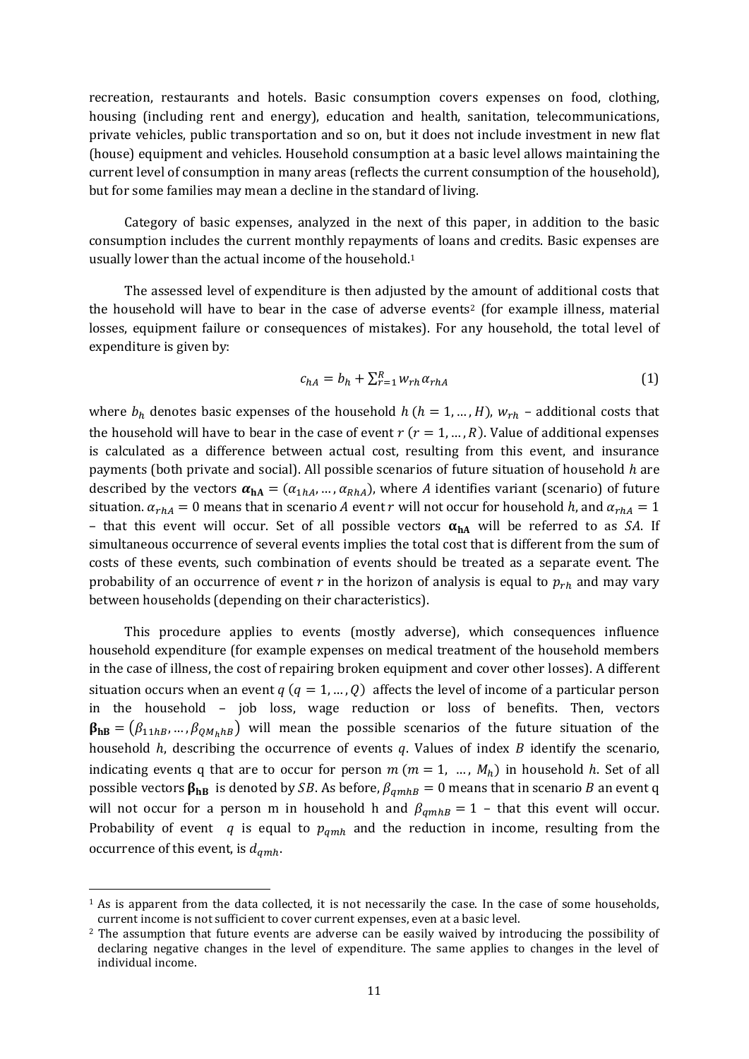recreation, restaurants and hotels. Basic consumption covers expenses on food, clothing, housing (including rent and energy), education and health, sanitation, telecommunications, private vehicles, public transportation and so on, but it does not include investment in new flat (house) equipment and vehicles. Household consumption at a basic level allows maintaining the current level of consumption in many areas (reflects the current consumption of the household), but for some families may mean a decline in the standard of living.

Category of basic expenses, analyzed in the next of this paper, in addition to the basic consumption includes the current monthly repayments of loans and credits. Basic expenses are usually lower than the actual income of the household.[1]

The assessed level of expenditure is then adjusted by the amount of additional costs that the household will have to bear in the case of adverse events[2] (for example illness, material losses, equipment failure or consequences of mistakes). For any household, the total level of expenditure is given by:

$$c_{hA} = b_h + \sum_{r=1}^{R} w_{rh} \alpha_{rhA} \tag{1}$$

where $b_h$ denotes basic expenses of the household $h$ $(h = 1, \dots, H)$, $w_{rh}$ – additional costs that the household will have to bear in the case of event $r$ $(r = 1, \dots, R)$. Value of additional expenses is calculated as a difference between actual cost, resulting from this event, and insurance payments (both private and social). All possible scenarios of future situation of household $h$ are described by the vectors $\boldsymbol{\alpha}_{\mathbf{hA}} = (\alpha_{1hA}, \dots, \alpha_{RhA})$, where $A$ identifies variant (scenario) of future situation. $\alpha_{rhA} = 0$ means that in scenario $A$ event $r$ will not occur for household $h$, and $\alpha_{rhA} = 1$ – that this event will occur. Set of all possible vectors $\boldsymbol{\alpha}_{\mathbf{hA}}$ will be referred to as $SA$. If simultaneous occurrence of several events implies the total cost that is different from the sum of costs of these events, such combination of events should be treated as a separate event. The probability of an occurrence of event $r$ in the horizon of analysis is equal to $p_{rh}$ and may vary between households (depending on their characteristics).

This procedure applies to events (mostly adverse), which consequences influence household expenditure (for example expenses on medical treatment of the household members in the case of illness, the cost of repairing broken equipment and cover other losses). A different situation occurs when an event $q$ $(q = 1, \dots, Q)$ affects the level of income of a particular person in the household – job loss, wage reduction or loss of benefits. Then, vectors $\boldsymbol{\beta}_{\mathbf{hB}} = (\beta_{11hB}, \dots, \beta_{QM_hhB})$ will mean the possible scenarios of the future situation of the household $h$, describing the occurrence of events $q$. Values of index $B$ identify the scenario, indicating events q that are to occur for person $m$ $(m = 1, \dots, M_h)$ in household $h$. Set of all possible vectors $\boldsymbol{\beta}_{\mathbf{hB}}$ is denoted by $SB$. As before, $\beta_{qmhB} = 0$ means that in scenario $B$ an event q will not occur for a person m in household h and $\beta_{qmhB} = 1$ – that this event will occur. Probability of event $q$ is equal to $p_{qmh}$ and the reduction in income, resulting from the occurrence of this event, is $d_{qmh}$.

[1] As is apparent from the data collected, it is not necessarily the case. In the case of some households, current income is not sufficient to cover current expenses, even at a basic level.

[2] The assumption that future events are adverse can be easily waived by introducing the possibility of declaring negative changes in the level of expenditure. The same applies to changes in the level of individual income.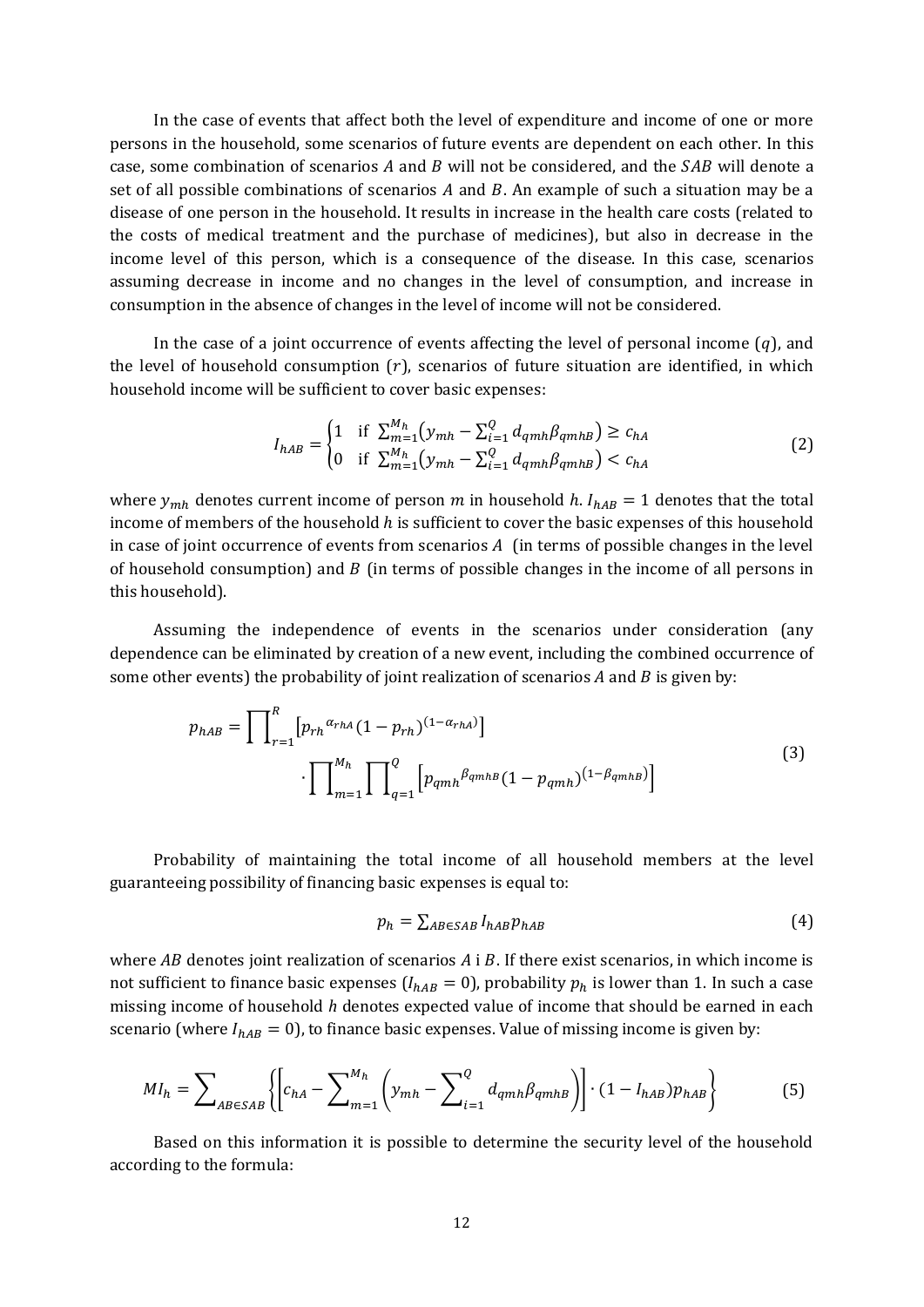In the case of events that affect both the level of expenditure and income of one or more persons in the household, some scenarios of future events are dependent on each other. In this case, some combination of scenarios $A$ and $B$ will not be considered, and the $SAB$ will denote a set of all possible combinations of scenarios $A$ and $B$. An example of such a situation may be a disease of one person in the household. It results in increase in the health care costs (related to the costs of medical treatment and the purchase of medicines), but also in decrease in the income level of this person, which is a consequence of the disease. In this case, scenarios assuming decrease in income and no changes in the level of consumption, and increase in consumption in the absence of changes in the level of income will not be considered.

In the case of a joint occurrence of events affecting the level of personal income ($q$), and the level of household consumption ($r$), scenarios of future situation are identified, in which household income will be sufficient to cover basic expenses:

$$I_{hAB} = \begin{cases} 1 & \text{if } \sum_{m=1}^{M_h} \left( y_{mh} - \sum_{i=1}^{Q} d_{qmh} \beta_{qmhB} \right) \geq c_{hA} \\ 0 & \text{if } \sum_{m=1}^{M_h} \left( y_{mh} - \sum_{i=1}^{Q} d_{qmh} \beta_{qmhB} \right) < c_{hA} \end{cases} \tag{2}$$

where $y_{mh}$ denotes current income of person $m$ in household $h$. $I_{hAB} = 1$ denotes that the total income of members of the household $h$ is sufficient to cover the basic expenses of this household in case of joint occurrence of events from scenarios $A$ (in terms of possible changes in the level of household consumption) and $B$ (in terms of possible changes in the income of all persons in this household).

Assuming the independence of events in the scenarios under consideration (any dependence can be eliminated by creation of a new event, including the combined occurrence of some other events) the probability of joint realization of scenarios $A$ and $B$ is given by:

$$p_{hAB} = \prod_{r=1}^{R} \left[ p_{rh}{}^{\alpha_{rhA}} (1 - p_{rh})^{(1-\alpha_{rhA})} \right] \cdot \prod_{m=1}^{M_h} \prod_{q=1}^{Q} \left[ p_{qmh}{}^{\beta_{qmhB}} (1 - p_{qmh})^{(1-\beta_{qmhB})} \right] \tag{3}$$

Probability of maintaining the total income of all household members at the level guaranteeing possibility of financing basic expenses is equal to:

$$p_h = \sum_{AB \in SAB} I_{hAB} p_{hAB} \tag{4}$$

where $AB$ denotes joint realization of scenarios $A$ i $B$. If there exist scenarios, in which income is not sufficient to finance basic expenses ($I_{hAB} = 0$), probability $p_h$ is lower than 1. In such a case missing income of household $h$ denotes expected value of income that should be earned in each scenario (where $I_{hAB} = 0$), to finance basic expenses. Value of missing income is given by:

$$MI_h = \sum_{AB \in SAB} \left\{ \left[ c_{hA} - \sum_{m=1}^{M_h} \left( y_{mh} - \sum_{i=1}^{Q} d_{qmh} \beta_{qmhB} \right) \right] \cdot (1 - I_{hAB}) p_{hAB} \right\} \tag{5}$$

Based on this information it is possible to determine the security level of the household according to the formula: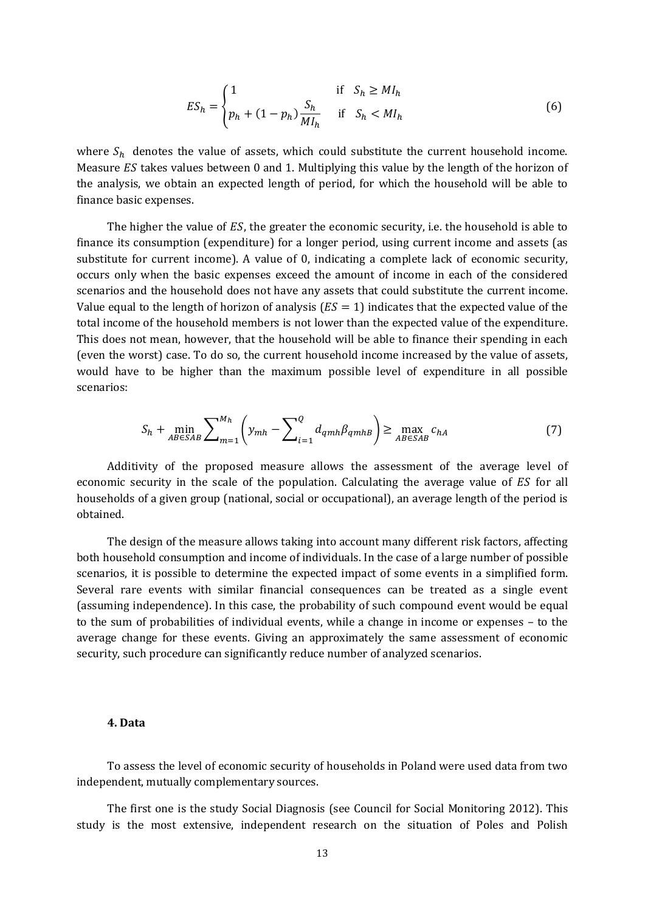$$ES_h = \begin{cases} 1 & \text{if} \quad S_h \geq MI_h \\ p_h + (1 - p_h)\dfrac{S_h}{MI_h} & \text{if} \quad S_h < MI_h \end{cases} \tag{6}$$

where $S_h$ denotes the value of assets, which could substitute the current household income. Measure $ES$ takes values between 0 and 1. Multiplying this value by the length of the horizon of the analysis, we obtain an expected length of period, for which the household will be able to finance basic expenses.

The higher the value of $ES$, the greater the economic security, i.e. the household is able to finance its consumption (expenditure) for a longer period, using current income and assets (as substitute for current income). A value of 0, indicating a complete lack of economic security, occurs only when the basic expenses exceed the amount of income in each of the considered scenarios and the household does not have any assets that could substitute the current income. Value equal to the length of horizon of analysis ($ES = 1$) indicates that the expected value of the total income of the household members is not lower than the expected value of the expenditure. This does not mean, however, that the household will be able to finance their spending in each (even the worst) case. To do so, the current household income increased by the value of assets, would have to be higher than the maximum possible level of expenditure in all possible scenarios:

$$S_h + \min_{AB \in SAB} \sum_{m=1}^{M_h} \left( y_{mh} - \sum_{i=1}^{Q} d_{qmh}\beta_{qmhB} \right) \geq \max_{AB \in SAB} c_{hA} \tag{7}$$

Additivity of the proposed measure allows the assessment of the average level of economic security in the scale of the population. Calculating the average value of $ES$ for all households of a given group (national, social or occupational), an average length of the period is obtained.

The design of the measure allows taking into account many different risk factors, affecting both household consumption and income of individuals. In the case of a large number of possible scenarios, it is possible to determine the expected impact of some events in a simplified form. Several rare events with similar financial consequences can be treated as a single event (assuming independence). In this case, the probability of such compound event would be equal to the sum of probabilities of individual events, while a change in income or expenses – to the average change for these events. Giving an approximately the same assessment of economic security, such procedure can significantly reduce number of analyzed scenarios.

#### 4. Data

To assess the level of economic security of households in Poland were used data from two independent, mutually complementary sources.

The first one is the study Social Diagnosis (see Council for Social Monitoring 2012). This study is the most extensive, independent research on the situation of Poles and Polish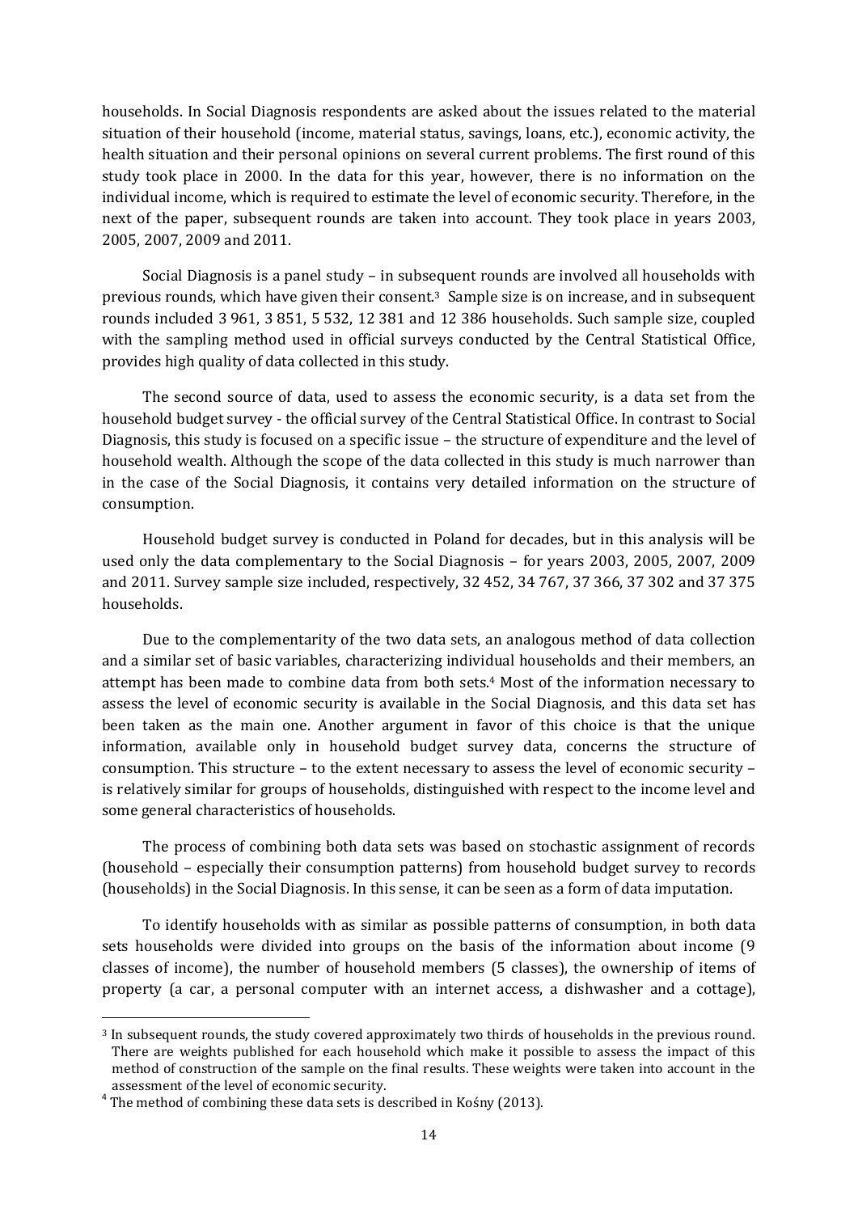households. In Social Diagnosis respondents are asked about the issues related to the material situation of their household (income, material status, savings, loans, etc.), economic activity, the health situation and their personal opinions on several current problems. The first round of this study took place in 2000. In the data for this year, however, there is no information on the individual income, which is required to estimate the level of economic security. Therefore, in the next of the paper, subsequent rounds are taken into account. They took place in years 2003, 2005, 2007, 2009 and 2011.

Social Diagnosis is a panel study – in subsequent rounds are involved all households with previous rounds, which have given their consent.[3] Sample size is on increase, and in subsequent rounds included 3 961, 3 851, 5 532, 12 381 and 12 386 households. Such sample size, coupled with the sampling method used in official surveys conducted by the Central Statistical Office, provides high quality of data collected in this study.

The second source of data, used to assess the economic security, is a data set from the household budget survey - the official survey of the Central Statistical Office. In contrast to Social Diagnosis, this study is focused on a specific issue – the structure of expenditure and the level of household wealth. Although the scope of the data collected in this study is much narrower than in the case of the Social Diagnosis, it contains very detailed information on the structure of consumption.

Household budget survey is conducted in Poland for decades, but in this analysis will be used only the data complementary to the Social Diagnosis – for years 2003, 2005, 2007, 2009 and 2011. Survey sample size included, respectively, 32 452, 34 767, 37 366, 37 302 and 37 375 households.

Due to the complementarity of the two data sets, an analogous method of data collection and a similar set of basic variables, characterizing individual households and their members, an attempt has been made to combine data from both sets.[4] Most of the information necessary to assess the level of economic security is available in the Social Diagnosis, and this data set has been taken as the main one. Another argument in favor of this choice is that the unique information, available only in household budget survey data, concerns the structure of consumption. This structure – to the extent necessary to assess the level of economic security – is relatively similar for groups of households, distinguished with respect to the income level and some general characteristics of households.

The process of combining both data sets was based on stochastic assignment of records (household – especially their consumption patterns) from household budget survey to records (households) in the Social Diagnosis. In this sense, it can be seen as a form of data imputation.

To identify households with as similar as possible patterns of consumption, in both data sets households were divided into groups on the basis of the information about income (9 classes of income), the number of household members (5 classes), the ownership of items of property (a car, a personal computer with an internet access, a dishwasher and a cottage),

---

[3] In subsequent rounds, the study covered approximately two thirds of households in the previous round. There are weights published for each household which make it possible to assess the impact of this method of construction of the sample on the final results. These weights were taken into account in the assessment of the level of economic security.

[4] The method of combining these data sets is described in Kośny (2013).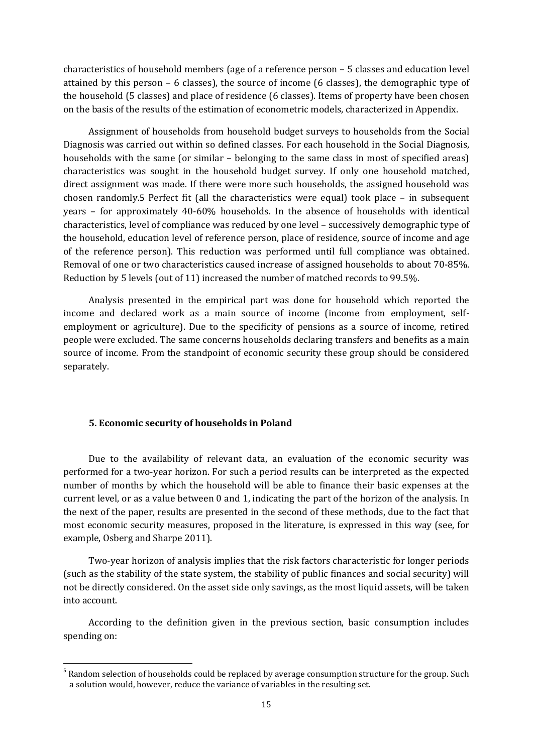characteristics of household members (age of a reference person – 5 classes and education level attained by this person – 6 classes), the source of income (6 classes), the demographic type of the household (5 classes) and place of residence (6 classes). Items of property have been chosen on the basis of the results of the estimation of econometric models, characterized in Appendix.

Assignment of households from household budget surveys to households from the Social Diagnosis was carried out within so defined classes. For each household in the Social Diagnosis, households with the same (or similar – belonging to the same class in most of specified areas) characteristics was sought in the household budget survey. If only one household matched, direct assignment was made. If there were more such households, the assigned household was chosen randomly.[5] Perfect fit (all the characteristics were equal) took place – in subsequent years – for approximately 40-60% households. In the absence of households with identical characteristics, level of compliance was reduced by one level – successively demographic type of the household, education level of reference person, place of residence, source of income and age of the reference person). This reduction was performed until full compliance was obtained. Removal of one or two characteristics caused increase of assigned households to about 70-85%. Reduction by 5 levels (out of 11) increased the number of matched records to 99.5%.

Analysis presented in the empirical part was done for household which reported the income and declared work as a main source of income (income from employment, self-employment or agriculture). Due to the specificity of pensions as a source of income, retired people were excluded. The same concerns households declaring transfers and benefits as a main source of income. From the standpoint of economic security these group should be considered separately.

### 5. Economic security of households in Poland

Due to the availability of relevant data, an evaluation of the economic security was performed for a two-year horizon. For such a period results can be interpreted as the expected number of months by which the household will be able to finance their basic expenses at the current level, or as a value between 0 and 1, indicating the part of the horizon of the analysis. In the next of the paper, results are presented in the second of these methods, due to the fact that most economic security measures, proposed in the literature, is expressed in this way (see, for example, Osberg and Sharpe 2011).

Two-year horizon of analysis implies that the risk factors characteristic for longer periods (such as the stability of the state system, the stability of public finances and social security) will not be directly considered. On the asset side only savings, as the most liquid assets, will be taken into account.

According to the definition given in the previous section, basic consumption includes spending on:

[5] Random selection of households could be replaced by average consumption structure for the group. Such a solution would, however, reduce the variance of variables in the resulting set.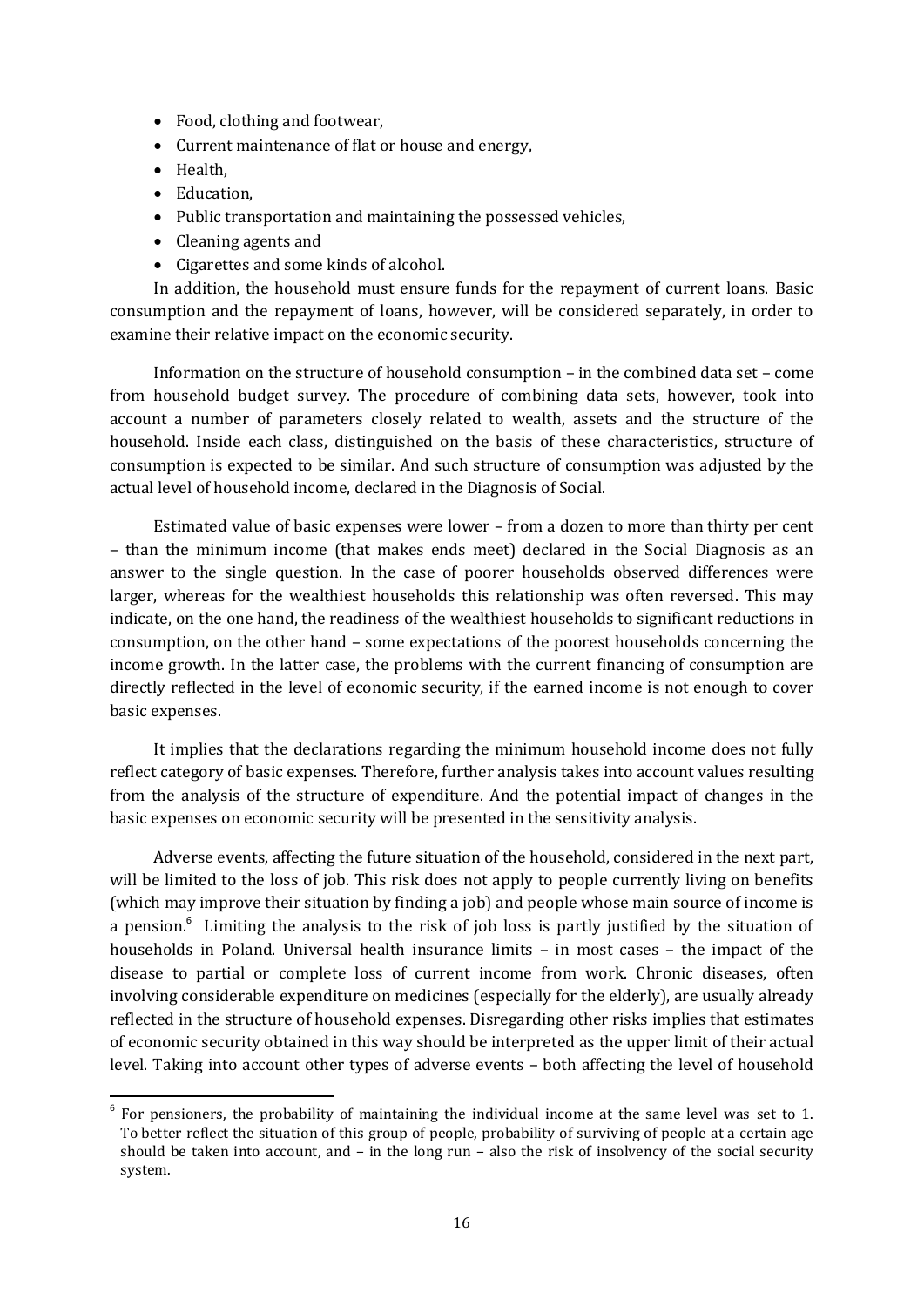- Food, clothing and footwear,
- Current maintenance of flat or house and energy,
- Health,
- Education,
- Public transportation and maintaining the possessed vehicles,
- Cleaning agents and
- Cigarettes and some kinds of alcohol.

In addition, the household must ensure funds for the repayment of current loans. Basic consumption and the repayment of loans, however, will be considered separately, in order to examine their relative impact on the economic security.

Information on the structure of household consumption – in the combined data set – come from household budget survey. The procedure of combining data sets, however, took into account a number of parameters closely related to wealth, assets and the structure of the household. Inside each class, distinguished on the basis of these characteristics, structure of consumption is expected to be similar. And such structure of consumption was adjusted by the actual level of household income, declared in the Diagnosis of Social.

Estimated value of basic expenses were lower – from a dozen to more than thirty per cent – than the minimum income (that makes ends meet) declared in the Social Diagnosis as an answer to the single question. In the case of poorer households observed differences were larger, whereas for the wealthiest households this relationship was often reversed. This may indicate, on the one hand, the readiness of the wealthiest households to significant reductions in consumption, on the other hand – some expectations of the poorest households concerning the income growth. In the latter case, the problems with the current financing of consumption are directly reflected in the level of economic security, if the earned income is not enough to cover basic expenses.

It implies that the declarations regarding the minimum household income does not fully reflect category of basic expenses. Therefore, further analysis takes into account values resulting from the analysis of the structure of expenditure. And the potential impact of changes in the basic expenses on economic security will be presented in the sensitivity analysis.

Adverse events, affecting the future situation of the household, considered in the next part, will be limited to the loss of job. This risk does not apply to people currently living on benefits (which may improve their situation by finding a job) and people whose main source of income is a pension.[6] Limiting the analysis to the risk of job loss is partly justified by the situation of households in Poland. Universal health insurance limits – in most cases – the impact of the disease to partial or complete loss of current income from work. Chronic diseases, often involving considerable expenditure on medicines (especially for the elderly), are usually already reflected in the structure of household expenses. Disregarding other risks implies that estimates of economic security obtained in this way should be interpreted as the upper limit of their actual level. Taking into account other types of adverse events – both affecting the level of household

[6] For pensioners, the probability of maintaining the individual income at the same level was set to 1. To better reflect the situation of this group of people, probability of surviving of people at a certain age should be taken into account, and – in the long run – also the risk of insolvency of the social security system.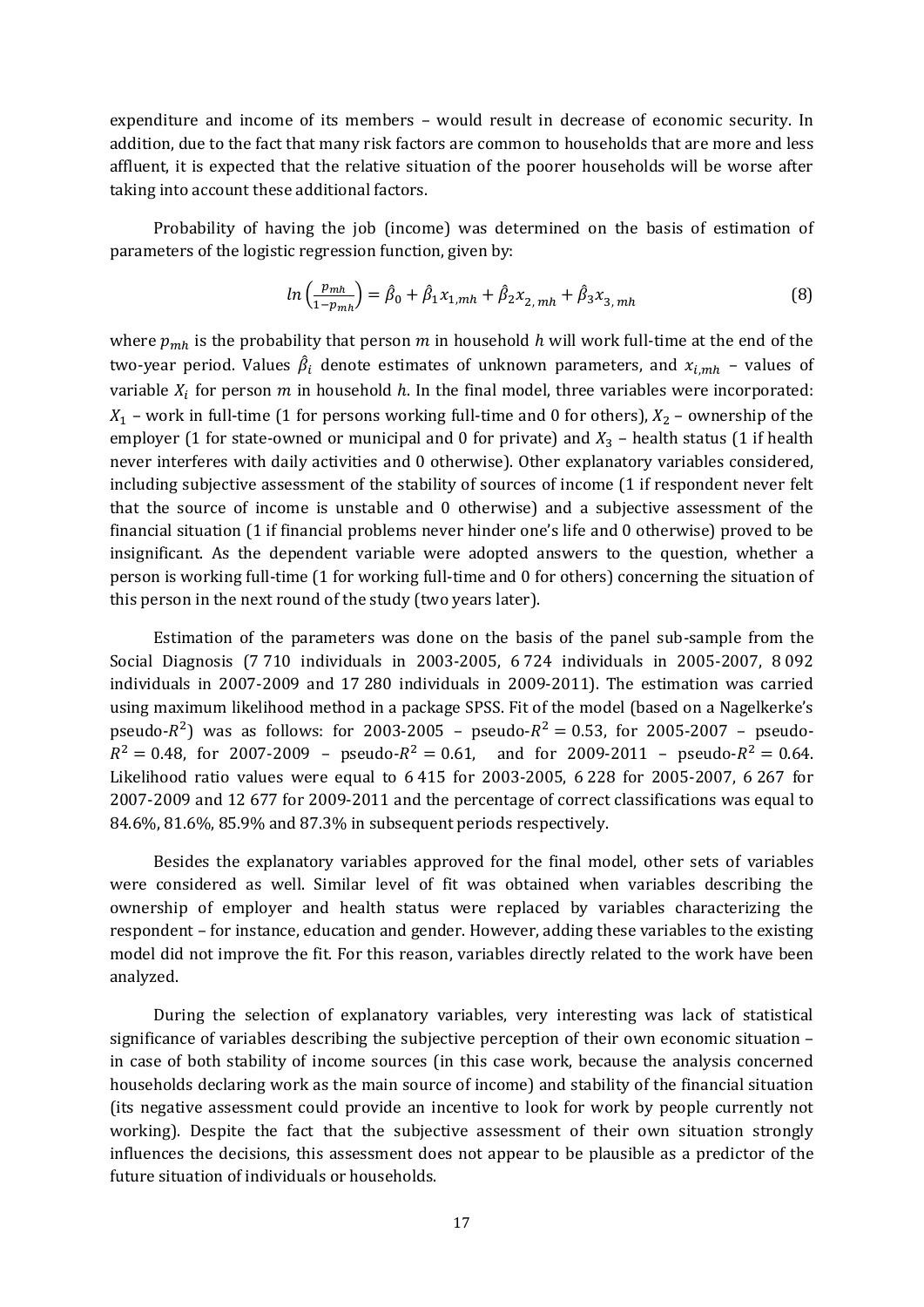expenditure and income of its members – would result in decrease of economic security. In addition, due to the fact that many risk factors are common to households that are more and less affluent, it is expected that the relative situation of the poorer households will be worse after taking into account these additional factors.

Probability of having the job (income) was determined on the basis of estimation of parameters of the logistic regression function, given by:

$$ln\left(\frac{p_{mh}}{1-p_{mh}}\right) = \hat{\beta}_0 + \hat{\beta}_1 x_{1,mh} + \hat{\beta}_2 x_{2,\,mh} + \hat{\beta}_3 x_{3,\,mh} \tag{8}$$

where $p_{mh}$ is the probability that person $m$ in household $h$ will work full-time at the end of the two-year period. Values $\hat{\beta}_i$ denote estimates of unknown parameters, and $x_{i,mh}$ – values of variable $X_i$ for person $m$ in household $h$. In the final model, three variables were incorporated: $X_1$ – work in full-time (1 for persons working full-time and 0 for others), $X_2$ – ownership of the employer (1 for state-owned or municipal and 0 for private) and $X_3$ – health status (1 if health never interferes with daily activities and 0 otherwise). Other explanatory variables considered, including subjective assessment of the stability of sources of income (1 if respondent never felt that the source of income is unstable and 0 otherwise) and a subjective assessment of the financial situation (1 if financial problems never hinder one's life and 0 otherwise) proved to be insignificant. As the dependent variable were adopted answers to the question, whether a person is working full-time (1 for working full-time and 0 for others) concerning the situation of this person in the next round of the study (two years later).

Estimation of the parameters was done on the basis of the panel sub-sample from the Social Diagnosis (7 710 individuals in 2003-2005, 6 724 individuals in 2005-2007, 8 092 individuals in 2007-2009 and 17 280 individuals in 2009-2011). The estimation was carried using maximum likelihood method in a package SPSS. Fit of the model (based on a Nagelkerke's pseudo-$R^2$) was as follows: for 2003-2005 – pseudo-$R^2 = 0.53$, for 2005-2007 – pseudo-$R^2 = 0.48$, for 2007-2009 – pseudo-$R^2 = 0.61$, and for 2009-2011 – pseudo-$R^2 = 0.64$. Likelihood ratio values were equal to 6 415 for 2003-2005, 6 228 for 2005-2007, 6 267 for 2007-2009 and 12 677 for 2009-2011 and the percentage of correct classifications was equal to 84.6%, 81.6%, 85.9% and 87.3% in subsequent periods respectively.

Besides the explanatory variables approved for the final model, other sets of variables were considered as well. Similar level of fit was obtained when variables describing the ownership of employer and health status were replaced by variables characterizing the respondent – for instance, education and gender. However, adding these variables to the existing model did not improve the fit. For this reason, variables directly related to the work have been analyzed.

During the selection of explanatory variables, very interesting was lack of statistical significance of variables describing the subjective perception of their own economic situation – in case of both stability of income sources (in this case work, because the analysis concerned households declaring work as the main source of income) and stability of the financial situation (its negative assessment could provide an incentive to look for work by people currently not working). Despite the fact that the subjective assessment of their own situation strongly influences the decisions, this assessment does not appear to be plausible as a predictor of the future situation of individuals or households.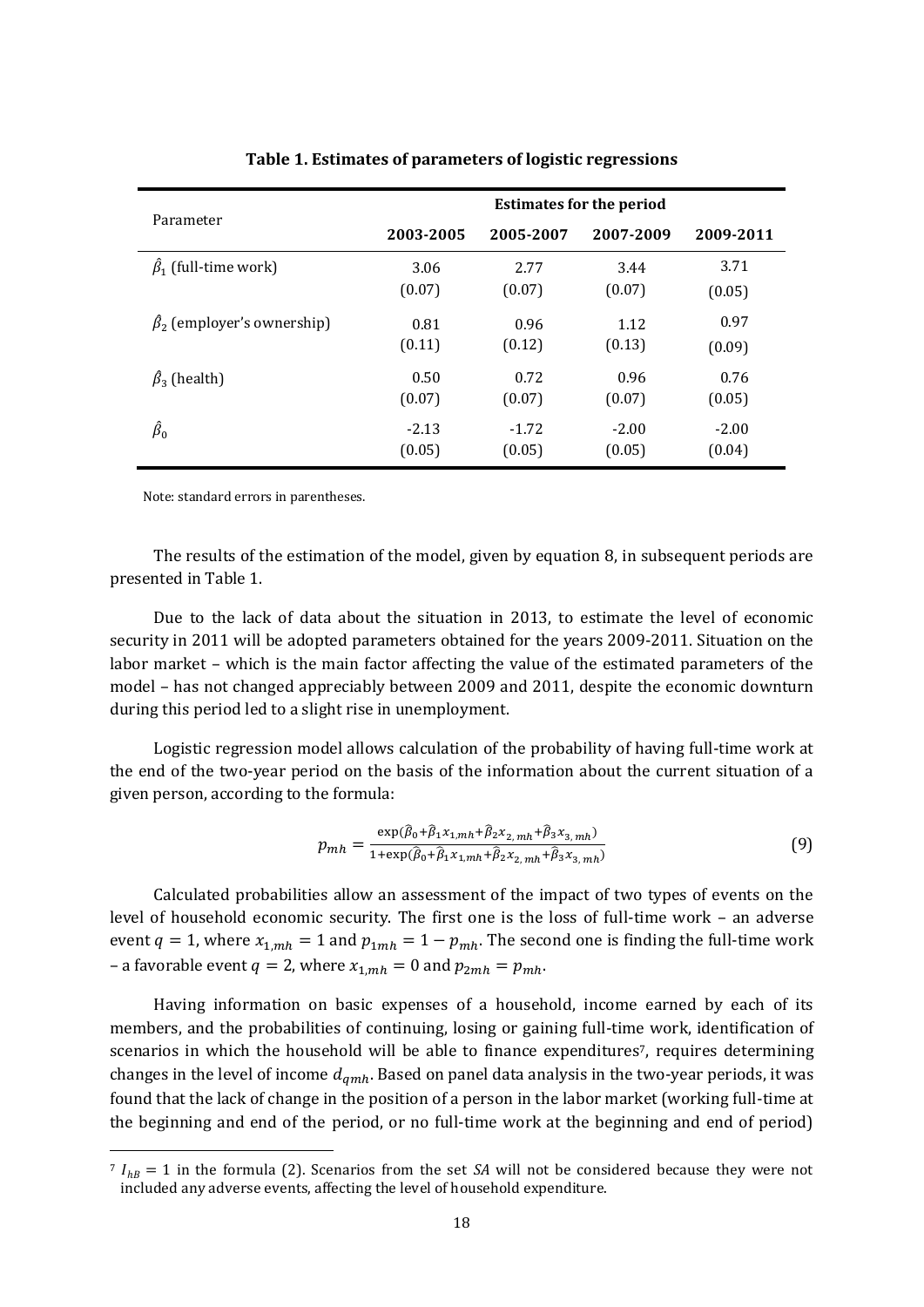**Table 1. Estimates of parameters of logistic regressions**

| Parameter | Estimates for the period | | | |
|---|---|---|---|---|
| | **2003-2005** | **2005-2007** | **2007-2009** | **2009-2011** |
| $\hat{\beta}_1$ (full-time work) | 3.06 | 2.77 | 3.44 | 3.71 |
| | (0.07) | (0.07) | (0.07) | (0.05) |
| $\hat{\beta}_2$ (employer's ownership) | 0.81 | 0.96 | 1.12 | 0.97 |
| | (0.11) | (0.12) | (0.13) | (0.09) |
| $\hat{\beta}_3$ (health) | 0.50 | 0.72 | 0.96 | 0.76 |
| | (0.07) | (0.07) | (0.07) | (0.05) |
| $\hat{\beta}_0$ | -2.13 | -1.72 | -2.00 | -2.00 |
| | (0.05) | (0.05) | (0.05) | (0.04) |

Note: standard errors in parentheses.

The results of the estimation of the model, given by equation 8, in subsequent periods are presented in Table 1.

Due to the lack of data about the situation in 2013, to estimate the level of economic security in 2011 will be adopted parameters obtained for the years 2009-2011. Situation on the labor market – which is the main factor affecting the value of the estimated parameters of the model – has not changed appreciably between 2009 and 2011, despite the economic downturn during this period led to a slight rise in unemployment.

Logistic regression model allows calculation of the probability of having full-time work at the end of the two-year period on the basis of the information about the current situation of a given person, according to the formula:

$$p_{mh} = \frac{\exp(\hat{\beta}_0 + \hat{\beta}_1 x_{1,mh} + \hat{\beta}_2 x_{2,\,mh} + \hat{\beta}_3 x_{3,\,mh})}{1 + \exp(\hat{\beta}_0 + \hat{\beta}_1 x_{1,mh} + \hat{\beta}_2 x_{2,\,mh} + \hat{\beta}_3 x_{3,\,mh})} \tag{9}$$

Calculated probabilities allow an assessment of the impact of two types of events on the level of household economic security. The first one is the loss of full-time work – an adverse event $q = 1$, where $x_{1,mh} = 1$ and $p_{1mh} = 1 - p_{mh}$. The second one is finding the full-time work – a favorable event $q = 2$, where $x_{1,mh} = 0$ and $p_{2mh} = p_{mh}$.

Having information on basic expenses of a household, income earned by each of its members, and the probabilities of continuing, losing or gaining full-time work, identification of scenarios in which the household will be able to finance expenditures[7], requires determining changes in the level of income $d_{qmh}$. Based on panel data analysis in the two-year periods, it was found that the lack of change in the position of a person in the labor market (working full-time at the beginning and end of the period, or no full-time work at the beginning and end of period)

[7] $I_{hB} = 1$ in the formula (2). Scenarios from the set *SA* will not be considered because they were not included any adverse events, affecting the level of household expenditure.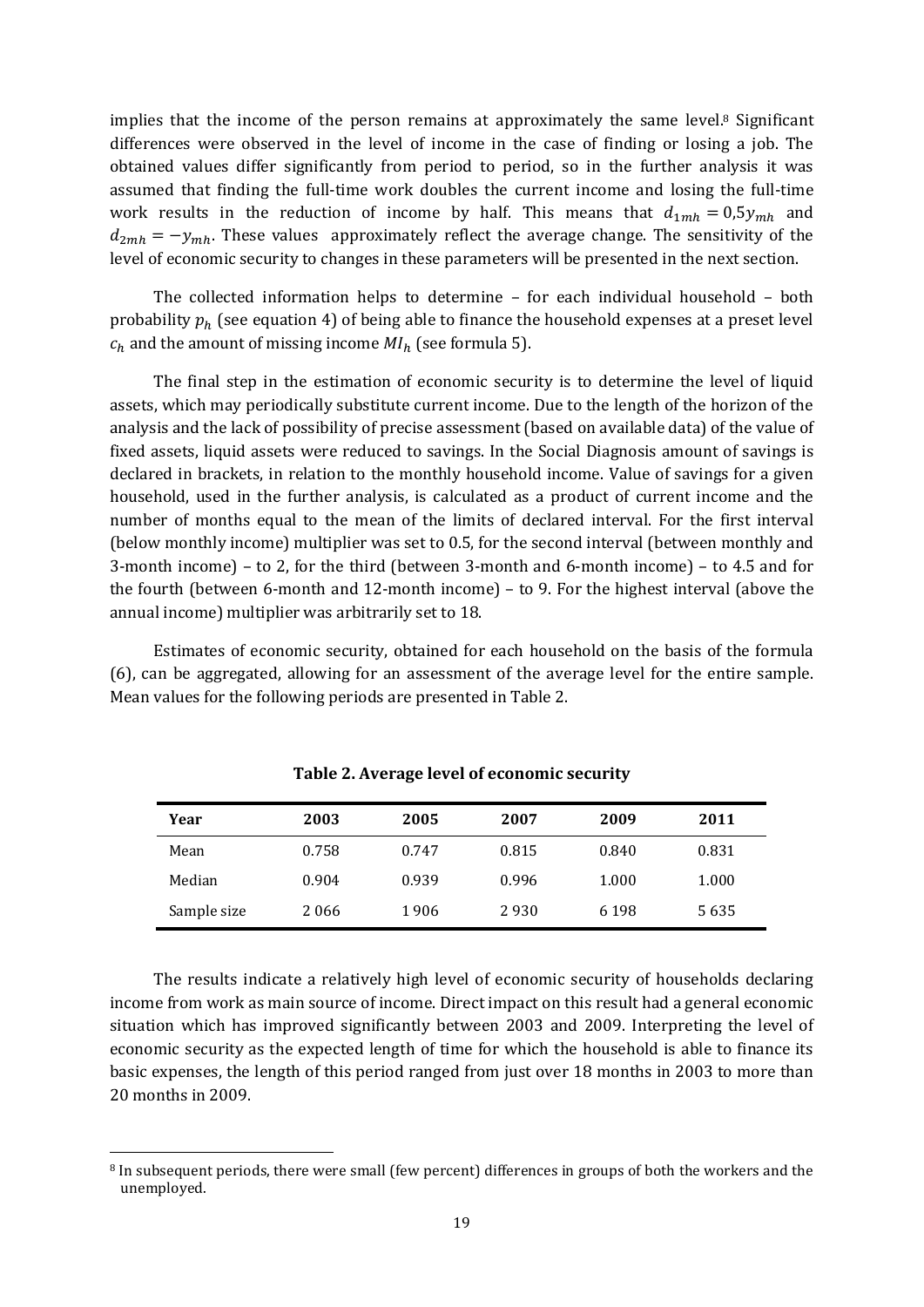implies that the income of the person remains at approximately the same level.[8] Significant differences were observed in the level of income in the case of finding or losing a job. The obtained values differ significantly from period to period, so in the further analysis it was assumed that finding the full-time work doubles the current income and losing the full-time work results in the reduction of income by half. This means that $d_{1mh} = 0{,}5y_{mh}$ and $d_{2mh} = -y_{mh}$. These values approximately reflect the average change. The sensitivity of the level of economic security to changes in these parameters will be presented in the next section.

The collected information helps to determine – for each individual household – both probability $p_h$ (see equation 4) of being able to finance the household expenses at a preset level $c_h$ and the amount of missing income $MI_h$ (see formula 5).

The final step in the estimation of economic security is to determine the level of liquid assets, which may periodically substitute current income. Due to the length of the horizon of the analysis and the lack of possibility of precise assessment (based on available data) of the value of fixed assets, liquid assets were reduced to savings. In the Social Diagnosis amount of savings is declared in brackets, in relation to the monthly household income. Value of savings for a given household, used in the further analysis, is calculated as a product of current income and the number of months equal to the mean of the limits of declared interval. For the first interval (below monthly income) multiplier was set to 0.5, for the second interval (between monthly and 3-month income) – to 2, for the third (between 3-month and 6-month income) – to 4.5 and for the fourth (between 6-month and 12-month income) – to 9. For the highest interval (above the annual income) multiplier was arbitrarily set to 18.

Estimates of economic security, obtained for each household on the basis of the formula (6), can be aggregated, allowing for an assessment of the average level for the entire sample. Mean values for the following periods are presented in Table 2.

**Table 2. Average level of economic security**

| Year | 2003 | 2005 | 2007 | 2009 | 2011 |
|---|---|---|---|---|---|
| Mean | 0.758 | 0.747 | 0.815 | 0.840 | 0.831 |
| Median | 0.904 | 0.939 | 0.996 | 1.000 | 1.000 |
| Sample size | 2 066 | 1 906 | 2 930 | 6 198 | 5 635 |

The results indicate a relatively high level of economic security of households declaring income from work as main source of income. Direct impact on this result had a general economic situation which has improved significantly between 2003 and 2009. Interpreting the level of economic security as the expected length of time for which the household is able to finance its basic expenses, the length of this period ranged from just over 18 months in 2003 to more than 20 months in 2009.

[8] In subsequent periods, there were small (few percent) differences in groups of both the workers and the unemployed.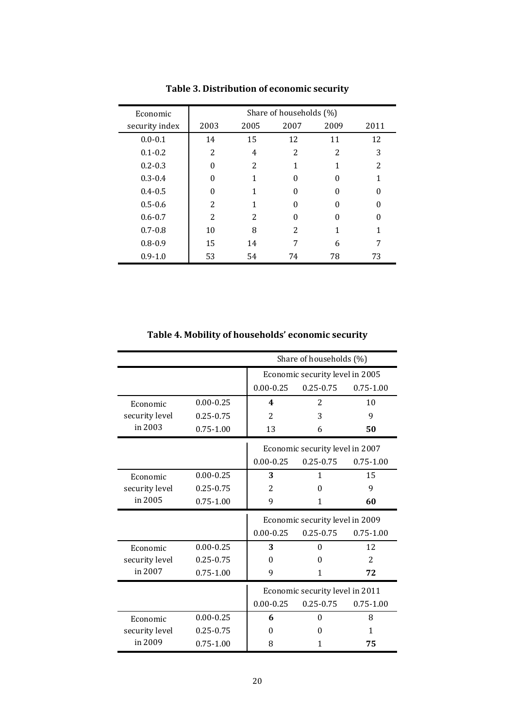**Table 3. Distribution of economic security**

| Economic security index | Share of households (%) | | | | |
|---|---|---|---|---|---|
| | 2003 | 2005 | 2007 | 2009 | 2011 |
| 0.0-0.1 | 14 | 15 | 12 | 11 | 12 |
| 0.1-0.2 | 2 | 4 | 2 | 2 | 3 |
| 0.2-0.3 | 0 | 2 | 1 | 1 | 2 |
| 0.3-0.4 | 0 | 1 | 0 | 0 | 1 |
| 0.4-0.5 | 0 | 1 | 0 | 0 | 0 |
| 0.5-0.6 | 2 | 1 | 0 | 0 | 0 |
| 0.6-0.7 | 2 | 2 | 0 | 0 | 0 |
| 0.7-0.8 | 10 | 8 | 2 | 1 | 1 |
| 0.8-0.9 | 15 | 14 | 7 | 6 | 7 |
| 0.9-1.0 | 53 | 54 | 74 | 78 | 73 |

**Table 4. Mobility of households' economic security**

| | | Share of households (%) | | |
|---|---|---|---|---|
| | | Economic security level in 2005 | | |
| | | 0.00-0.25 | 0.25-0.75 | 0.75-1.00 |
| Economic security level in 2003 | 0.00-0.25 | **4** | 2 | 10 |
| | 0.25-0.75 | 2 | 3 | 9 |
| | 0.75-1.00 | 13 | 6 | **50** |
| | | Economic security level in 2007 | | |
| | | 0.00-0.25 | 0.25-0.75 | 0.75-1.00 |
| Economic security level in 2005 | 0.00-0.25 | **3** | 1 | 15 |
| | 0.25-0.75 | 2 | 0 | 9 |
| | 0.75-1.00 | 9 | 1 | **60** |
| | | Economic security level in 2009 | | |
| | | 0.00-0.25 | 0.25-0.75 | 0.75-1.00 |
| Economic security level in 2007 | 0.00-0.25 | **3** | 0 | 12 |
| | 0.25-0.75 | 0 | 0 | 2 |
| | 0.75-1.00 | 9 | 1 | **72** |
| | | Economic security level in 2011 | | |
| | | 0.00-0.25 | 0.25-0.75 | 0.75-1.00 |
| Economic security level in 2009 | 0.00-0.25 | **6** | 0 | 8 |
| | 0.25-0.75 | 0 | 0 | 1 |
| | 0.75-1.00 | 8 | 1 | **75** |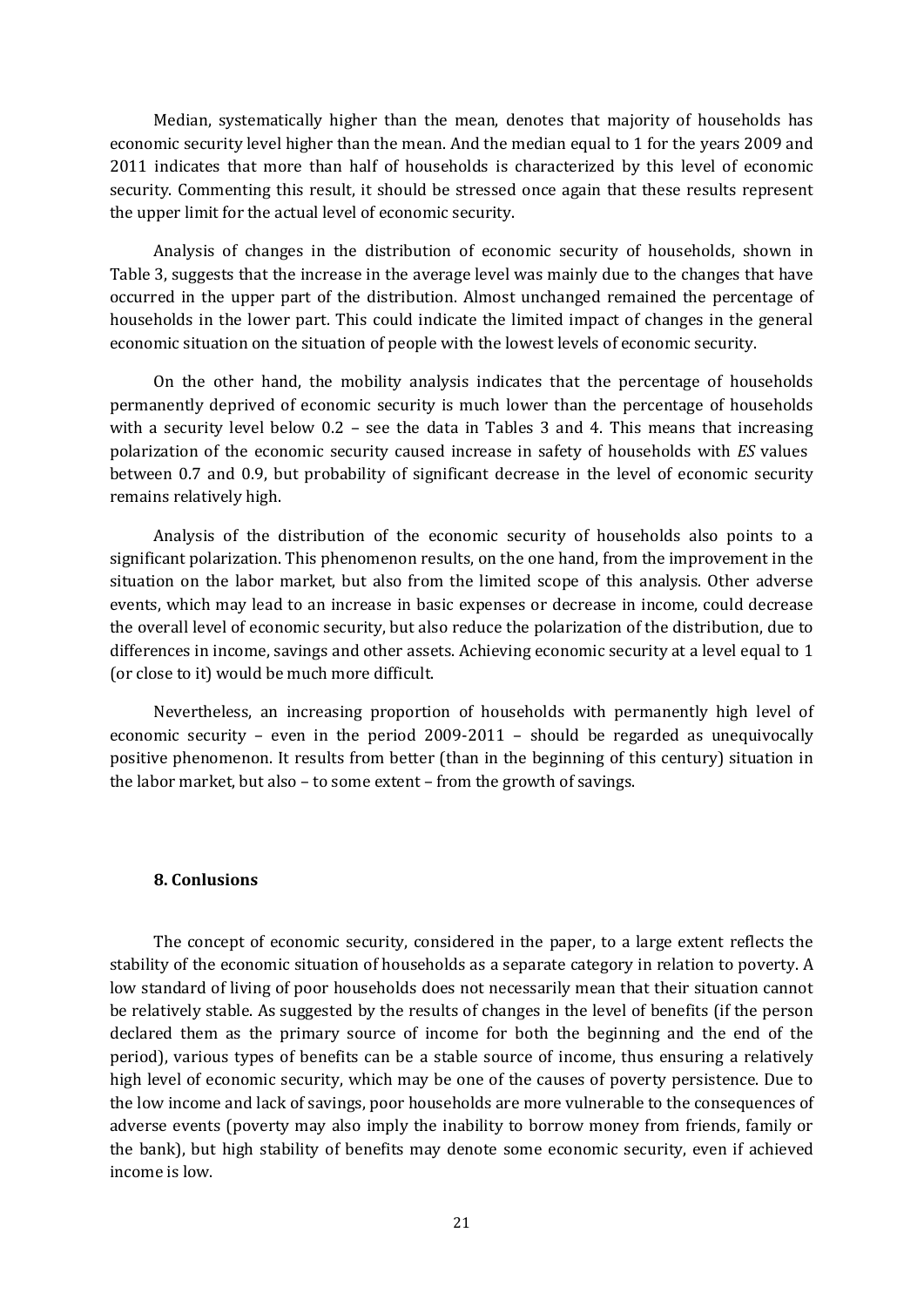Median, systematically higher than the mean, denotes that majority of households has economic security level higher than the mean. And the median equal to 1 for the years 2009 and 2011 indicates that more than half of households is characterized by this level of economic security. Commenting this result, it should be stressed once again that these results represent the upper limit for the actual level of economic security.

Analysis of changes in the distribution of economic security of households, shown in Table 3, suggests that the increase in the average level was mainly due to the changes that have occurred in the upper part of the distribution. Almost unchanged remained the percentage of households in the lower part. This could indicate the limited impact of changes in the general economic situation on the situation of people with the lowest levels of economic security.

On the other hand, the mobility analysis indicates that the percentage of households permanently deprived of economic security is much lower than the percentage of households with a security level below 0.2 – see the data in Tables 3 and 4. This means that increasing polarization of the economic security caused increase in safety of households with *ES* values between 0.7 and 0.9, but probability of significant decrease in the level of economic security remains relatively high.

Analysis of the distribution of the economic security of households also points to a significant polarization. This phenomenon results, on the one hand, from the improvement in the situation on the labor market, but also from the limited scope of this analysis. Other adverse events, which may lead to an increase in basic expenses or decrease in income, could decrease the overall level of economic security, but also reduce the polarization of the distribution, due to differences in income, savings and other assets. Achieving economic security at a level equal to 1 (or close to it) would be much more difficult.

Nevertheless, an increasing proportion of households with permanently high level of economic security – even in the period 2009-2011 – should be regarded as unequivocally positive phenomenon. It results from better (than in the beginning of this century) situation in the labor market, but also – to some extent – from the growth of savings.

## 8. Conlusions

The concept of economic security, considered in the paper, to a large extent reflects the stability of the economic situation of households as a separate category in relation to poverty. A low standard of living of poor households does not necessarily mean that their situation cannot be relatively stable. As suggested by the results of changes in the level of benefits (if the person declared them as the primary source of income for both the beginning and the end of the period), various types of benefits can be a stable source of income, thus ensuring a relatively high level of economic security, which may be one of the causes of poverty persistence. Due to the low income and lack of savings, poor households are more vulnerable to the consequences of adverse events (poverty may also imply the inability to borrow money from friends, family or the bank), but high stability of benefits may denote some economic security, even if achieved income is low.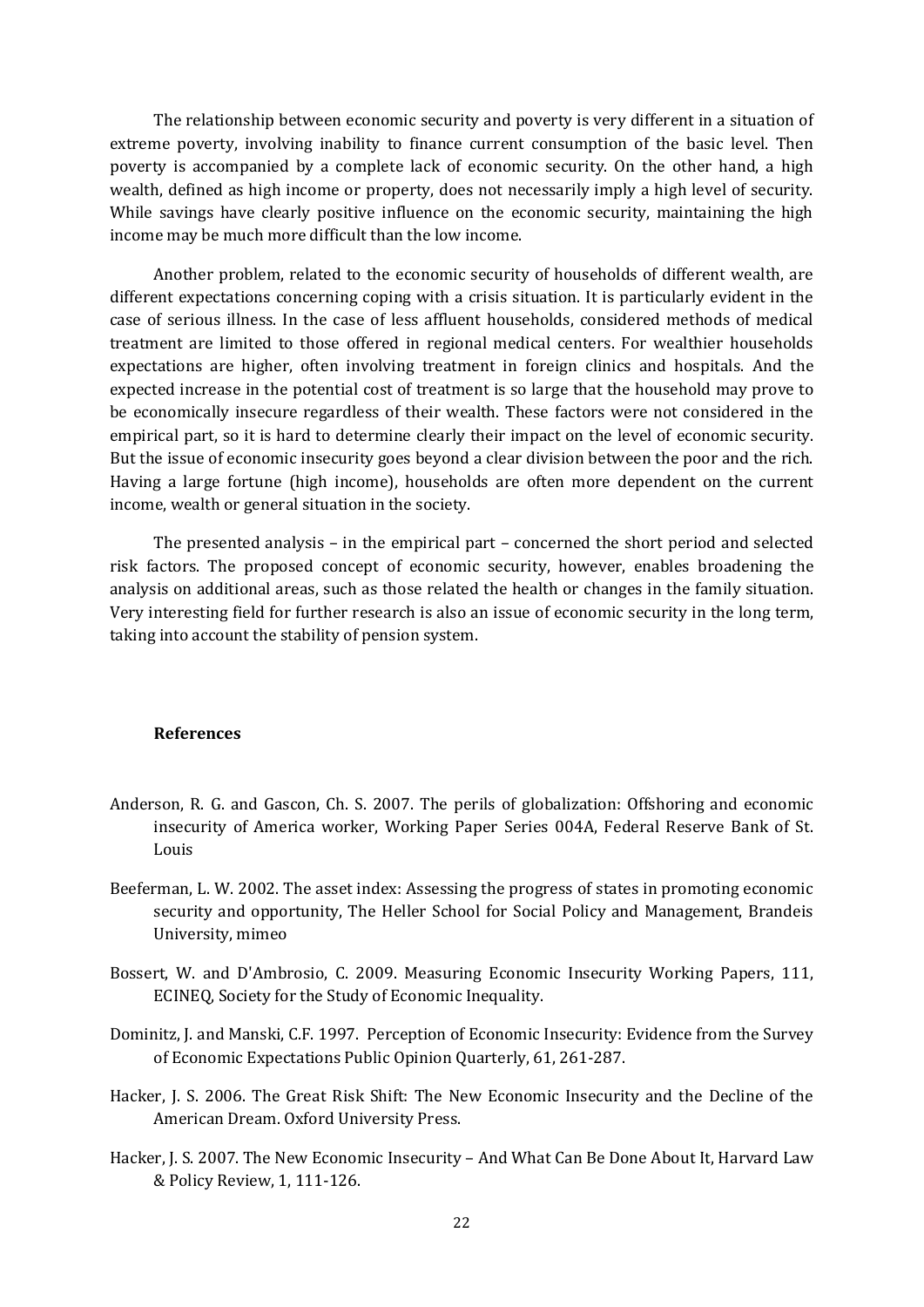The relationship between economic security and poverty is very different in a situation of extreme poverty, involving inability to finance current consumption of the basic level. Then poverty is accompanied by a complete lack of economic security. On the other hand, a high wealth, defined as high income or property, does not necessarily imply a high level of security. While savings have clearly positive influence on the economic security, maintaining the high income may be much more difficult than the low income.

Another problem, related to the economic security of households of different wealth, are different expectations concerning coping with a crisis situation. It is particularly evident in the case of serious illness. In the case of less affluent households, considered methods of medical treatment are limited to those offered in regional medical centers. For wealthier households expectations are higher, often involving treatment in foreign clinics and hospitals. And the expected increase in the potential cost of treatment is so large that the household may prove to be economically insecure regardless of their wealth. These factors were not considered in the empirical part, so it is hard to determine clearly their impact on the level of economic security. But the issue of economic insecurity goes beyond a clear division between the poor and the rich. Having a large fortune (high income), households are often more dependent on the current income, wealth or general situation in the society.

The presented analysis – in the empirical part – concerned the short period and selected risk factors. The proposed concept of economic security, however, enables broadening the analysis on additional areas, such as those related the health or changes in the family situation. Very interesting field for further research is also an issue of economic security in the long term, taking into account the stability of pension system.

## References

Anderson, R. G. and Gascon, Ch. S. 2007. The perils of globalization: Offshoring and economic insecurity of America worker, Working Paper Series 004A, Federal Reserve Bank of St. Louis

Beeferman, L. W. 2002. The asset index: Assessing the progress of states in promoting economic security and opportunity, The Heller School for Social Policy and Management, Brandeis University, mimeo

Bossert, W. and D'Ambrosio, C. 2009. Measuring Economic Insecurity Working Papers, 111, ECINEQ, Society for the Study of Economic Inequality.

Dominitz, J. and Manski, C.F. 1997. Perception of Economic Insecurity: Evidence from the Survey of Economic Expectations Public Opinion Quarterly, 61, 261-287.

Hacker, J. S. 2006. The Great Risk Shift: The New Economic Insecurity and the Decline of the American Dream. Oxford University Press.

Hacker, J. S. 2007. The New Economic Insecurity – And What Can Be Done About It, Harvard Law & Policy Review, 1, 111-126.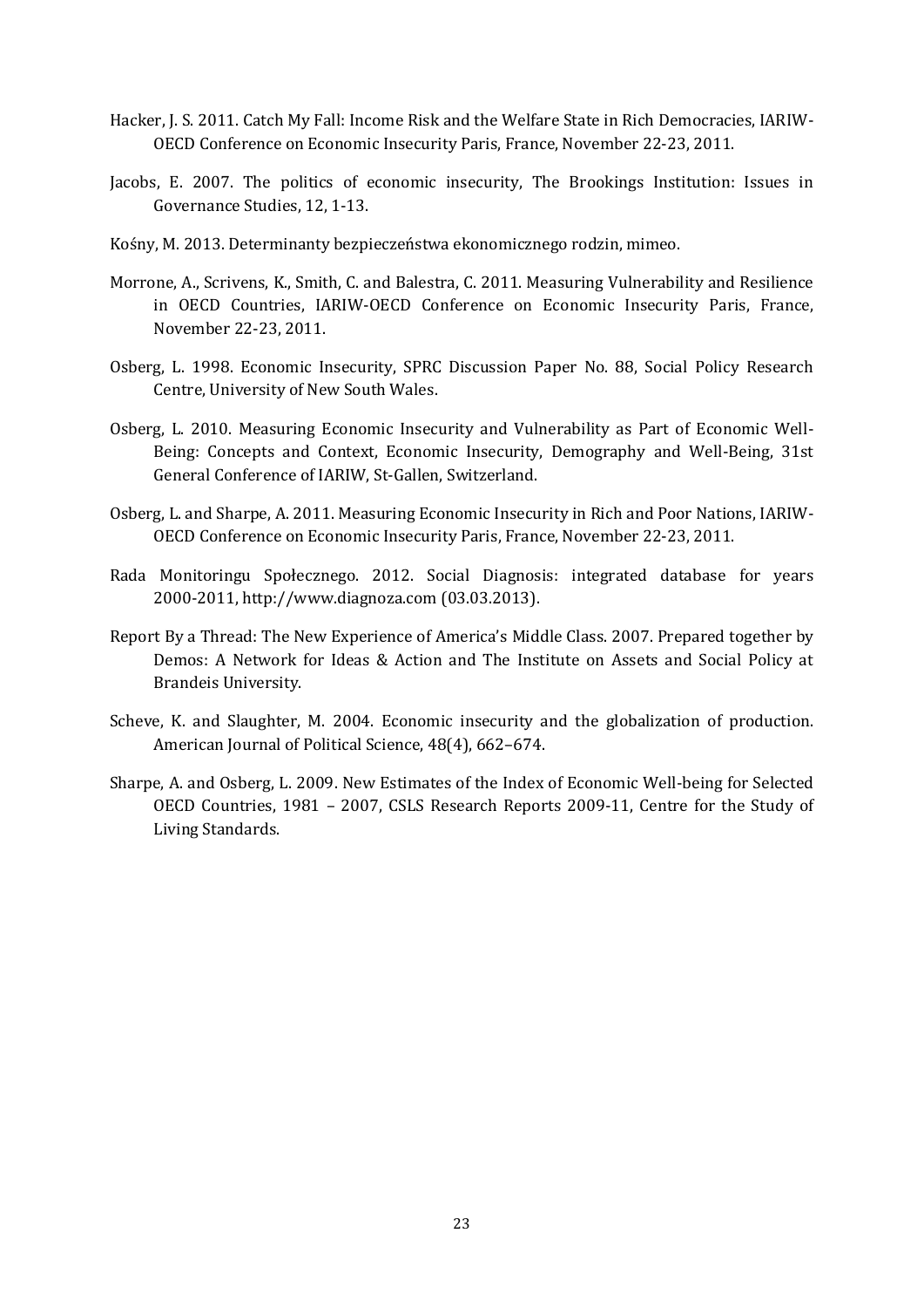Hacker, J. S. 2011. Catch My Fall: Income Risk and the Welfare State in Rich Democracies, IARIW-OECD Conference on Economic Insecurity Paris, France, November 22-23, 2011.

Jacobs, E. 2007. The politics of economic insecurity, The Brookings Institution: Issues in Governance Studies, 12, 1-13.

Kośny, M. 2013. Determinanty bezpieczeństwa ekonomicznego rodzin, mimeo.

Morrone, A., Scrivens, K., Smith, C. and Balestra, C. 2011. Measuring Vulnerability and Resilience in OECD Countries, IARIW-OECD Conference on Economic Insecurity Paris, France, November 22-23, 2011.

Osberg, L. 1998. Economic Insecurity, SPRC Discussion Paper No. 88, Social Policy Research Centre, University of New South Wales.

Osberg, L. 2010. Measuring Economic Insecurity and Vulnerability as Part of Economic Well-Being: Concepts and Context, Economic Insecurity, Demography and Well-Being, 31st General Conference of IARIW, St-Gallen, Switzerland.

Osberg, L. and Sharpe, A. 2011. Measuring Economic Insecurity in Rich and Poor Nations, IARIW-OECD Conference on Economic Insecurity Paris, France, November 22-23, 2011.

Rada Monitoringu Społecznego. 2012. Social Diagnosis: integrated database for years 2000-2011, http://www.diagnoza.com (03.03.2013).

Report By a Thread: The New Experience of America's Middle Class. 2007. Prepared together by Demos: A Network for Ideas & Action and The Institute on Assets and Social Policy at Brandeis University.

Scheve, K. and Slaughter, M. 2004. Economic insecurity and the globalization of production. American Journal of Political Science, 48(4), 662–674.

Sharpe, A. and Osberg, L. 2009. New Estimates of the Index of Economic Well-being for Selected OECD Countries, 1981 – 2007, CSLS Research Reports 2009-11, Centre for the Study of Living Standards.